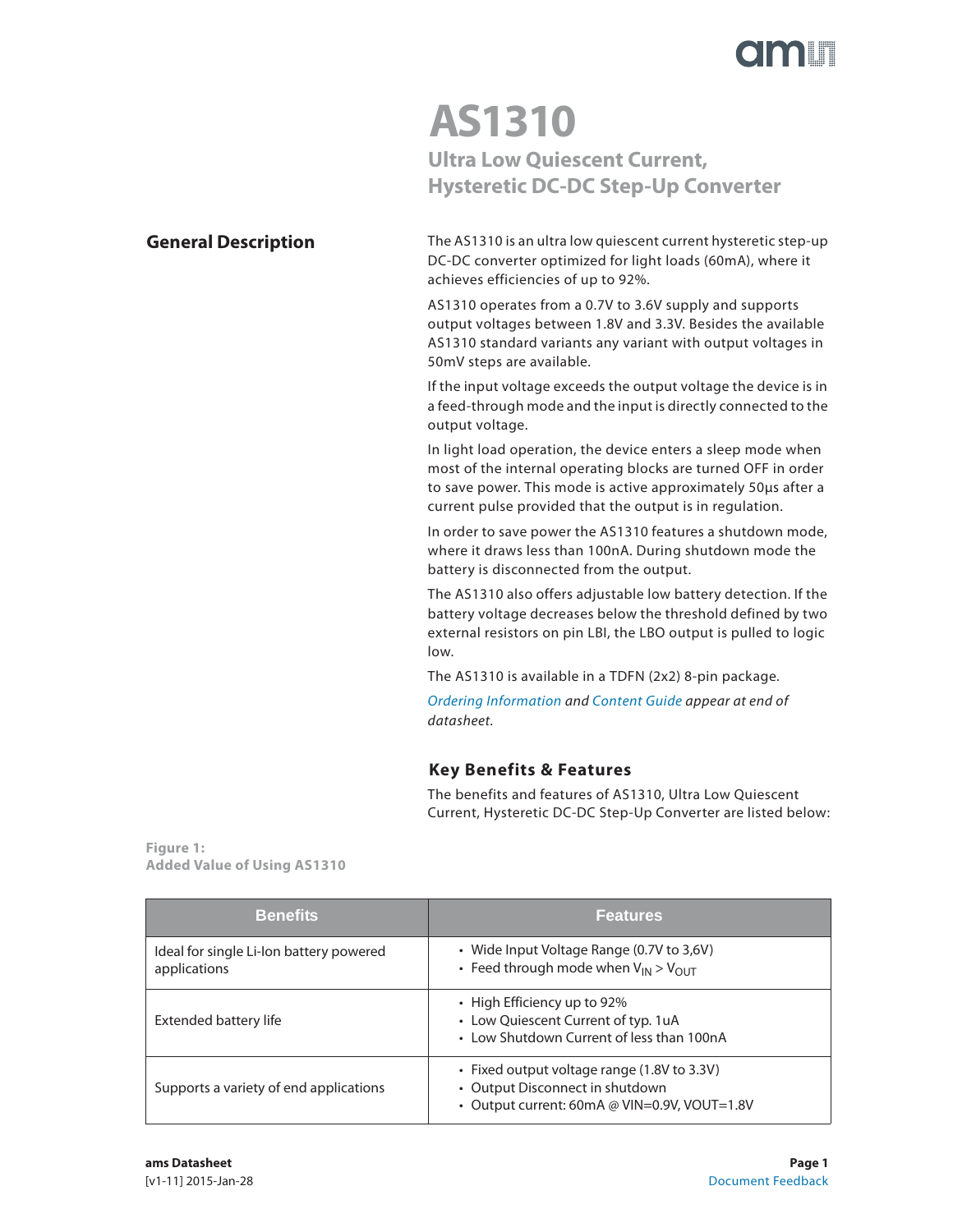# AS1310

## Ultra Low Quiescent Current, Hysteretic DC-DC Step-Up Converter

## General Description

The AS1310 is an ultra low quiescent current hysteretic step-up DC-DC converter optimized for light loads (60mA), where it achieves efficiencies of up to 92%.

AS1310 operates from a 0.7V to 3.6V supply and supports output voltages between 1.8V and 3.3V. Besides the available AS1310 standard variants any variant with output voltages in 50mV steps are available.

If the input voltage exceeds the output voltage the device is in a feed-through mode and the input is directly connected to the output voltage.

In light load operation, the device enters a sleep mode when most of the internal operating blocks are turned OFF in order to save power. This mode is active approximately 50µs after a current pulse provided that the output is in regulation.

In order to save power the AS1310 features a shutdown mode, where it draws less than 100nA. During shutdown mode the battery is disconnected from the output.

The AS1310 also offers adjustable low battery detection. If the battery voltage decreases below the threshold defined by two external resistors on pin LBI, the LBO output is pulled to logic low.

The AS1310 is available in a TDFN (2x2) 8-pin package.

*Ordering Information and Content Guide appear at end of datasheet.*

### Key Benefits & Features

The benefits and features of AS1310, Ultra Low Quiescent Current, Hysteretic DC-DC Step-Up Converter are listed below:

**Figure 1:**
**Added Value of Using AS1310**

| Benefits | Features |
|---|---|
| Ideal for single Li-Ion battery powered applications | • Wide Input Voltage Range (0.7V to 3,6V)<br>• Feed through mode when $V_{IN} > V_{OUT}$ |
| Extended battery life | • High Efficiency up to 92%<br>• Low Quiescent Current of typ. 1uA<br>• Low Shutdown Current of less than 100nA |
| Supports a variety of end applications | • Fixed output voltage range (1.8V to 3.3V)<br>• Output Disconnect in shutdown<br>• Output current: 60mA @ VIN=0.9V, VOUT=1.8V |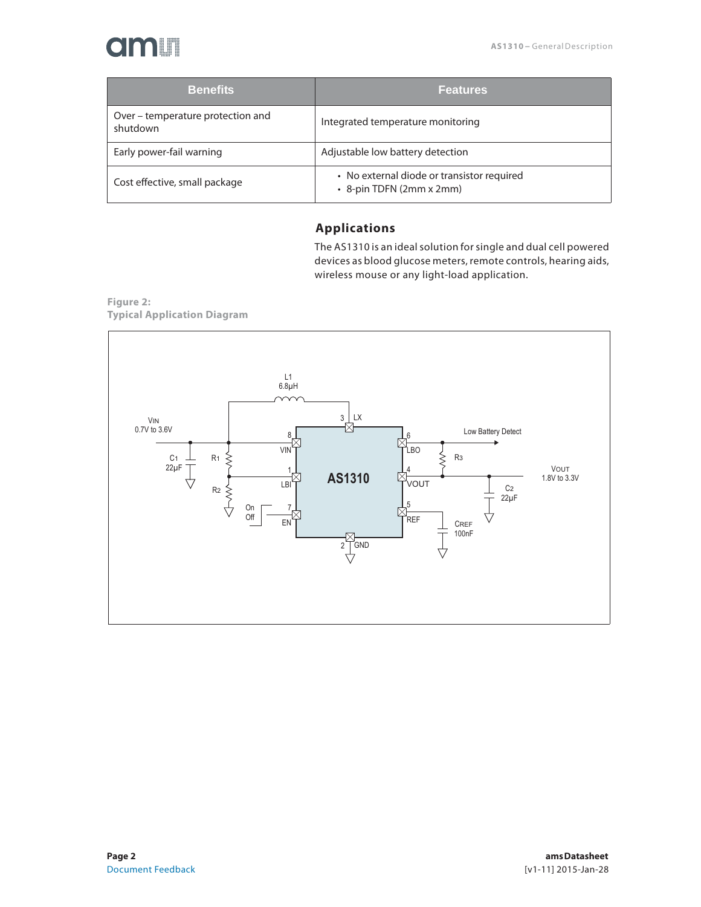| Benefits | Features |
| --- | --- |
| Over – temperature protection and shutdown | Integrated temperature monitoring |
| Early power-fail warning | Adjustable low battery detection |
| Cost effective, small package | • No external diode or transistor required<br>• 8-pin TDFN (2mm x 2mm) |

## Applications

The AS1310 is an ideal solution for single and dual cell powered devices as blood glucose meters, remote controls, hearing aids, wireless mouse or any light-load application.

**Figure 2:**
**Typical Application Diagram**

L1
6.8µH

VIN
0.7V to 3.6V

C1
22µF

R1

R2

On
Off

3 LX
8 VIN
1 LBI
7 EN
2 GND

AS1310

6 LBO
4 VOUT
5 REF

Low Battery Detect

R3

VOUT
1.8V to 3.3V

C2
22µF

CREF
100nF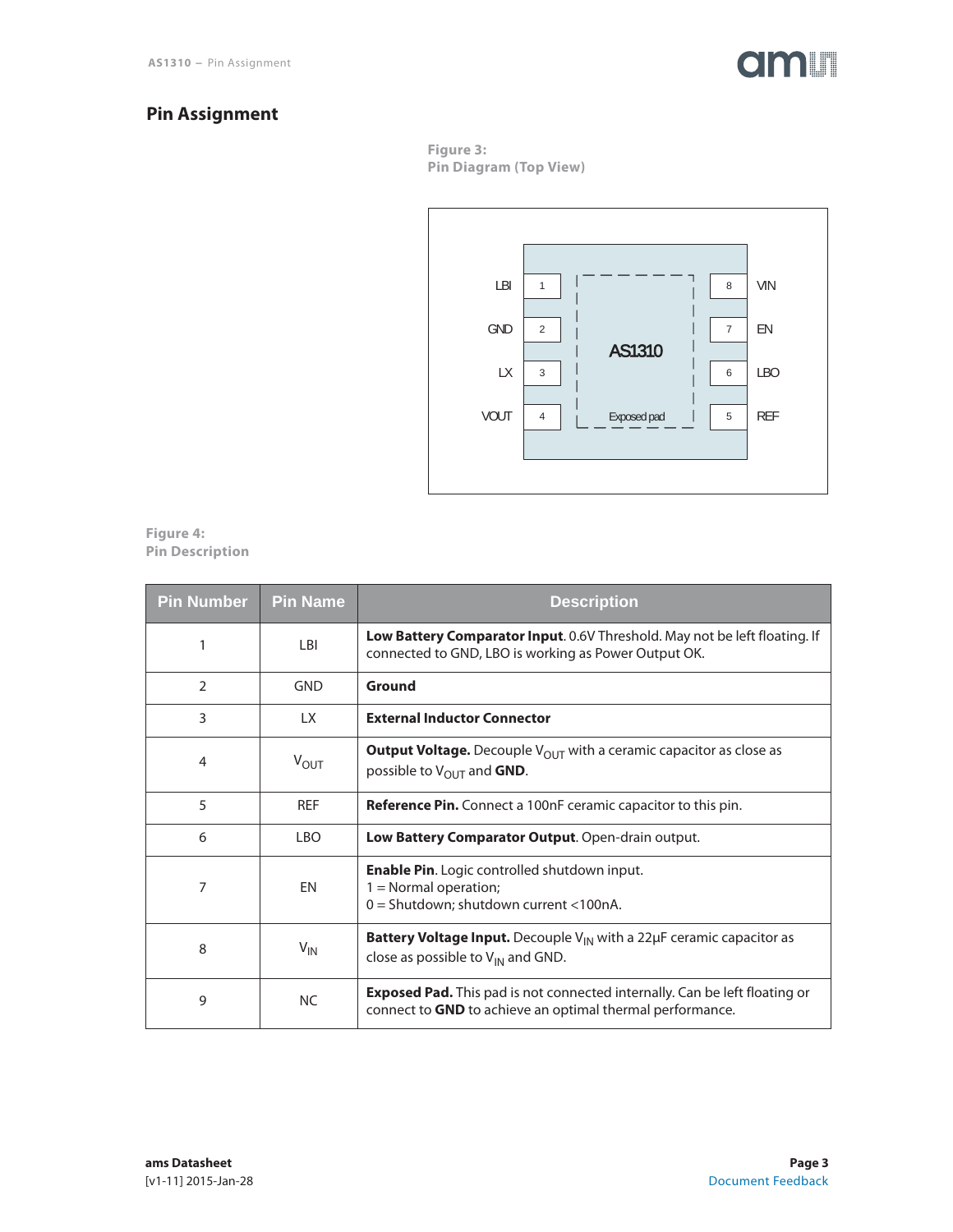## Pin Assignment

Figure 3:
Pin Diagram (Top View)

Figure 4:
Pin Description

| Pin Number | Pin Name | Description |
|---|---|---|
| 1 | LBI | **Low Battery Comparator Input**. 0.6V Threshold. May not be left floating. If connected to GND, LBO is working as Power Output OK. |
| 2 | GND | **Ground** |
| 3 | LX | **External Inductor Connector** |
| 4 | $V_{OUT}$ | **Output Voltage.** Decouple $V_{OUT}$ with a ceramic capacitor as close as possible to $V_{OUT}$ and **GND**. |
| 5 | REF | **Reference Pin.** Connect a 100nF ceramic capacitor to this pin. |
| 6 | LBO | **Low Battery Comparator Output**. Open-drain output. |
| 7 | EN | **Enable Pin**. Logic controlled shutdown input.<br>1 = Normal operation;<br>0 = Shutdown; shutdown current <100nA. |
| 8 | $V_{IN}$ | **Battery Voltage Input.** Decouple $V_{IN}$ with a 22µF ceramic capacitor as close as possible to $V_{IN}$ and GND. |
| 9 | NC | **Exposed Pad.** This pad is not connected internally. Can be left floating or connect to **GND** to achieve an optimal thermal performance. |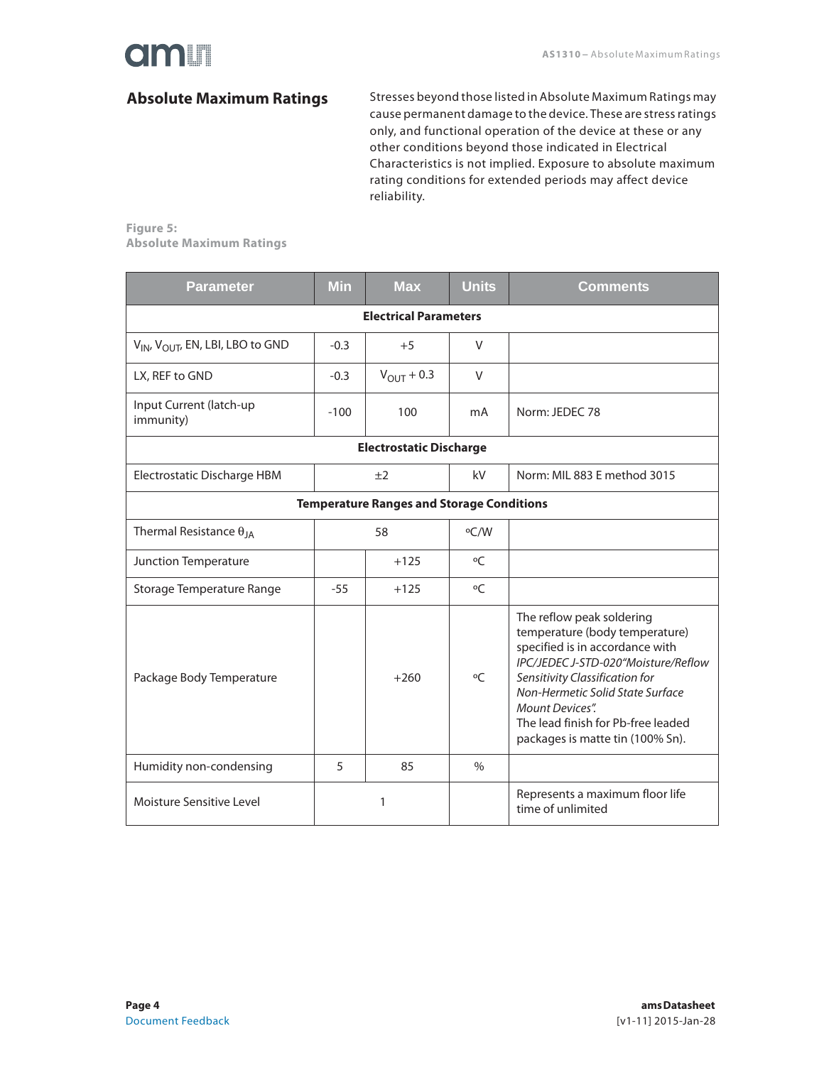## Absolute Maximum Ratings

Stresses beyond those listed in Absolute Maximum Ratings may cause permanent damage to the device. These are stress ratings only, and functional operation of the device at these or any other conditions beyond those indicated in Electrical Characteristics is not implied. Exposure to absolute maximum rating conditions for extended periods may affect device reliability.

**Figure 5:**
**Absolute Maximum Ratings**

| Parameter | Min | Max | Units | Comments |
|---|---|---|---|---|
| **Electrical Parameters** | | | | |
| $V_{IN}$, $V_{OUT}$, EN, LBI, LBO to GND | -0.3 | +5 | V | |
| LX, REF to GND | -0.3 | $V_{OUT}$ + 0.3 | V | |
| Input Current (latch-up immunity) | -100 | 100 | mA | Norm: JEDEC 78 |
| **Electrostatic Discharge** | | | | |
| Electrostatic Discharge HBM | ±2 | | kV | Norm: MIL 883 E method 3015 |
| **Temperature Ranges and Storage Conditions** | | | | |
| Thermal Resistance $\theta_{JA}$ | 58 | | ºC/W | |
| Junction Temperature | | +125 | ºC | |
| Storage Temperature Range | -55 | +125 | ºC | |
| Package Body Temperature | | +260 | ºC | The reflow peak soldering temperature (body temperature) specified is in accordance with *IPC/JEDEC J-STD-020 "Moisture/Reflow Sensitivity Classification for Non-Hermetic Solid State Surface Mount Devices".* The lead finish for Pb-free leaded packages is matte tin (100% Sn). |
| Humidity non-condensing | 5 | 85 | % | |
| Moisture Sensitive Level | 1 | | | Represents a maximum floor life time of unlimited |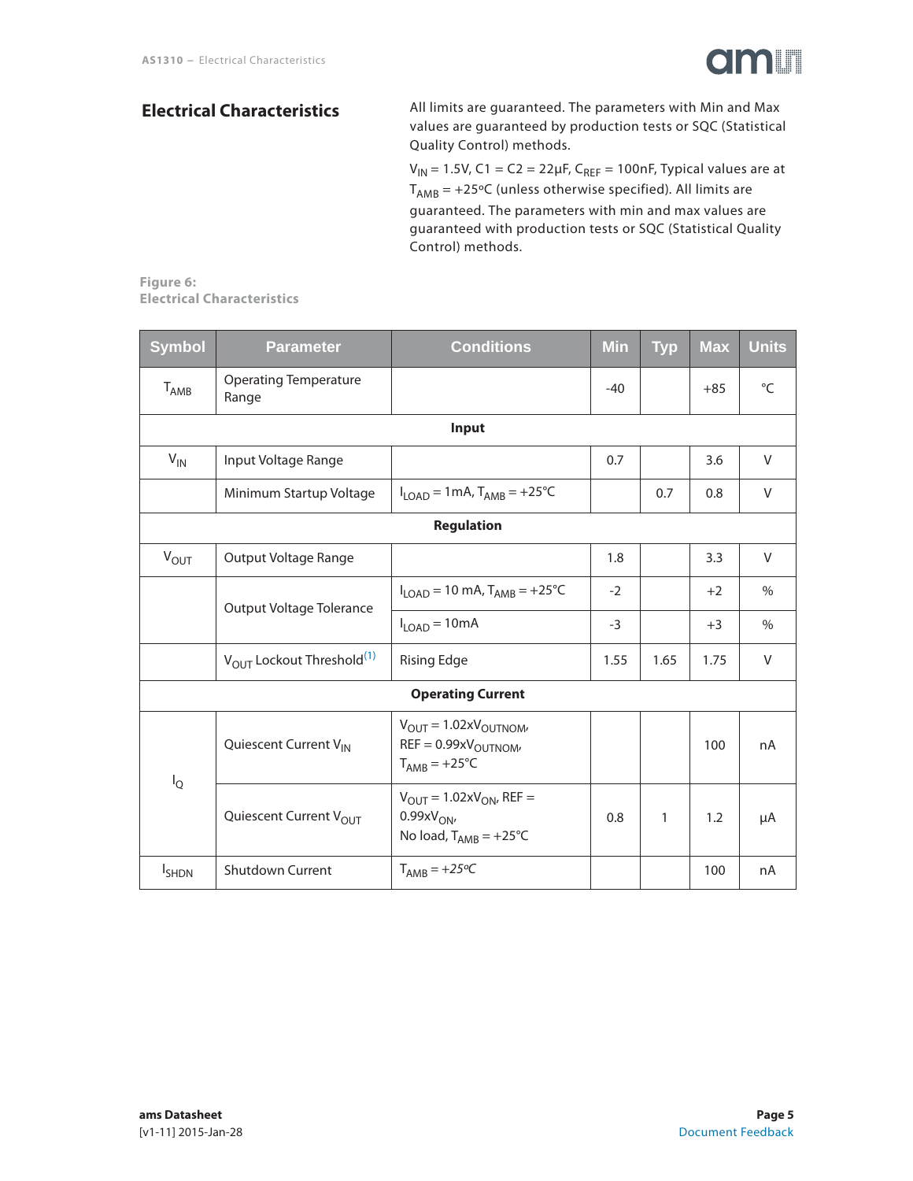## Electrical Characteristics

All limits are guaranteed. The parameters with Min and Max values are guaranteed by production tests or SQC (Statistical Quality Control) methods.

$V_{IN}$ = 1.5V, C1 = C2 = 22µF, $C_{REF}$ = 100nF, Typical values are at $T_{AMB}$ = +25ºC (unless otherwise specified). All limits are guaranteed. The parameters with min and max values are guaranteed with production tests or SQC (Statistical Quality Control) methods.

**Figure 6:**
**Electrical Characteristics**

| Symbol | Parameter | Conditions | Min | Typ | Max | Units |
|---|---|---|---|---|---|---|
| $T_{AMB}$ | Operating Temperature Range | | -40 | | +85 | °C |
| **Input** | | | | | | |
| $V_{IN}$ | Input Voltage Range | | 0.7 | | 3.6 | V |
| | Minimum Startup Voltage | $I_{LOAD}$ = 1mA, $T_{AMB}$ = +25°C | | 0.7 | 0.8 | V |
| **Regulation** | | | | | | |
| $V_{OUT}$ | Output Voltage Range | | 1.8 | | 3.3 | V |
| | Output Voltage Tolerance | $I_{LOAD}$ = 10 mA, $T_{AMB}$ = +25°C | -2 | | +2 | % |
| | Output Voltage Tolerance | $I_{LOAD}$ = 10mA | -3 | | +3 | % |
| | $V_{OUT}$ Lockout Threshold[(1)] | Rising Edge | 1.55 | 1.65 | 1.75 | V |
| **Operating Current** | | | | | | |
| $I_Q$ | Quiescent Current $V_{IN}$ | $V_{OUT}$ = 1.02x$V_{OUTNOM}$, REF = 0.99x$V_{OUTNOM}$, $T_{AMB}$ = +25°C | | | 100 | nA |
| $I_Q$ | Quiescent Current $V_{OUT}$ | $V_{OUT}$ = 1.02x$V_{ON}$, REF = 0.99x$V_{ON}$, No load, $T_{AMB}$ = +25°C | 0.8 | 1 | 1.2 | µA |
| $I_{SHDN}$ | Shutdown Current | $T_{AMB}$ = +25ºC | | | 100 | nA |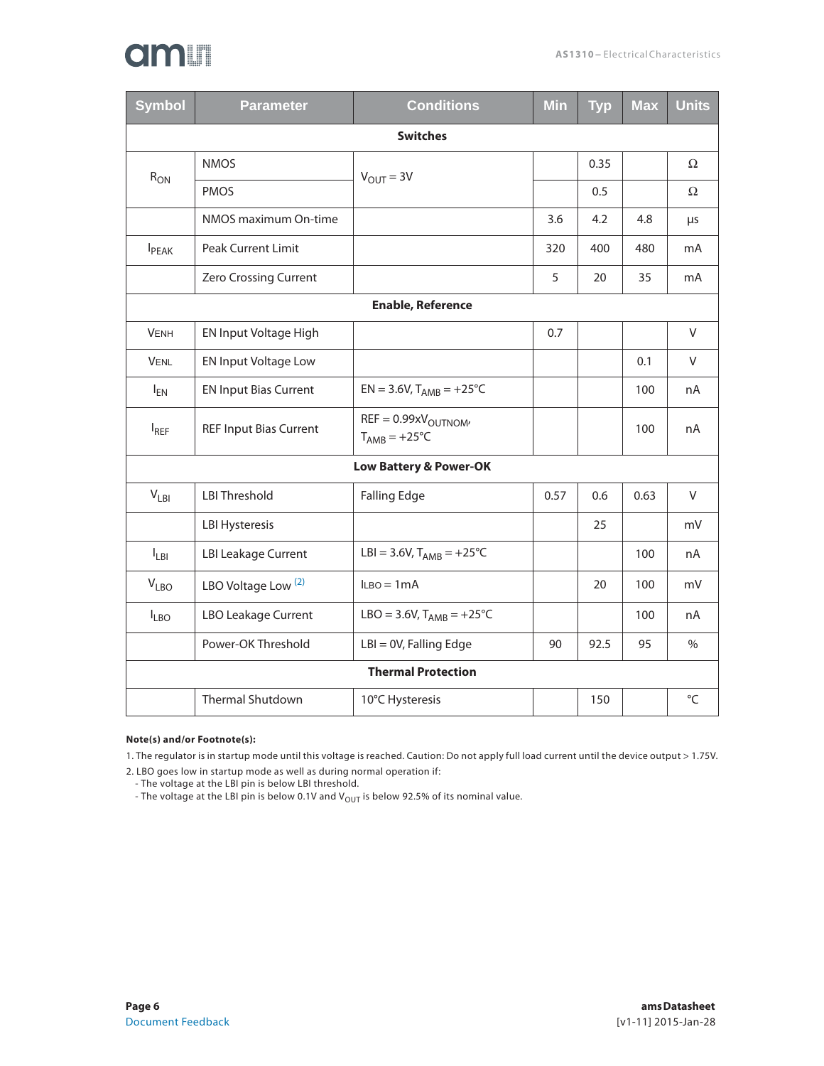| Symbol | Parameter | Conditions | Min | Typ | Max | Units |
|---|---|---|---|---|---|---|
| **Switches** | | | | | | |
| $R_{ON}$ | NMOS | $V_{OUT}$ = 3V | | 0.35 | | Ω |
| | PMOS | | | 0.5 | | Ω |
| | NMOS maximum On-time | | 3.6 | 4.2 | 4.8 | µs |
| $I_{PEAK}$ | Peak Current Limit | | 320 | 400 | 480 | mA |
| | Zero Crossing Current | | 5 | 20 | 35 | mA |
| **Enable, Reference** | | | | | | |
| $V_{ENH}$ | EN Input Voltage High | | 0.7 | | | V |
| $V_{ENL}$ | EN Input Voltage Low | | | | 0.1 | V |
| $I_{EN}$ | EN Input Bias Current | EN = 3.6V, $T_{AMB}$ = +25°C | | | 100 | nA |
| $I_{REF}$ | REF Input Bias Current | REF = 0.99x$V_{OUTNOM}$, $T_{AMB}$ = +25°C | | | 100 | nA |
| **Low Battery & Power-OK** | | | | | | |
| $V_{LBI}$ | LBI Threshold | Falling Edge | 0.57 | 0.6 | 0.63 | V |
| | LBI Hysteresis | | | 25 | | mV |
| $I_{LBI}$ | LBI Leakage Current | LBI = 3.6V, $T_{AMB}$ = +25°C | | | 100 | nA |
| $V_{LBO}$ | LBO Voltage Low [(2)] | $I_{LBO}$ = 1mA | | 20 | 100 | mV |
| $I_{LBO}$ | LBO Leakage Current | LBO = 3.6V, $T_{AMB}$ = +25°C | | | 100 | nA |
| | Power-OK Threshold | LBI = 0V, Falling Edge | 90 | 92.5 | 95 | % |
| **Thermal Protection** | | | | | | |
| | Thermal Shutdown | 10°C Hysteresis | | 150 | | °C |

**Note(s) and/or Footnote(s):**

1. The regulator is in startup mode until this voltage is reached. Caution: Do not apply full load current until the device output > 1.75V.
2. LBO goes low in startup mode as well as during normal operation if:
   - The voltage at the LBI pin is below LBI threshold.
   - The voltage at the LBI pin is below 0.1V and $V_{OUT}$ is below 92.5% of its nominal value.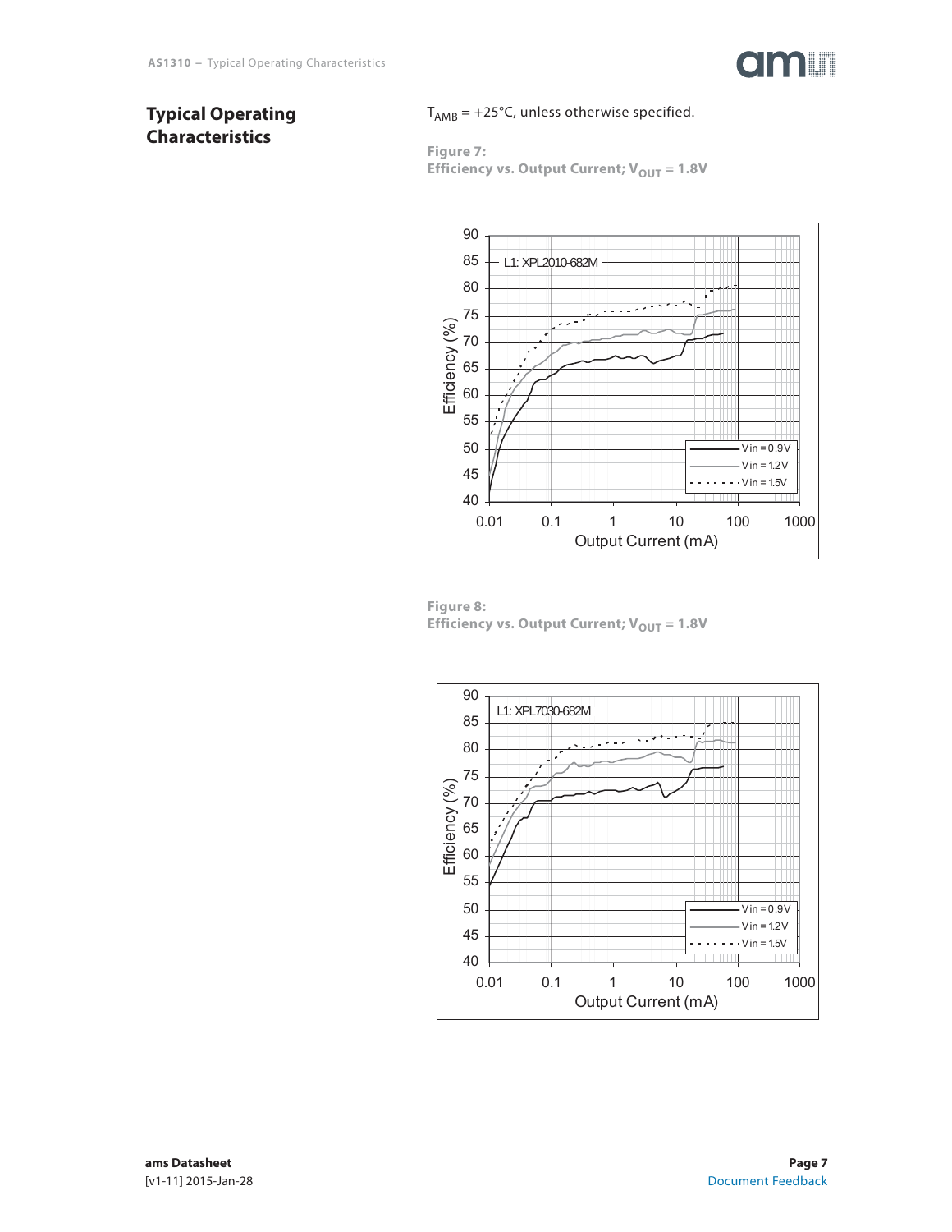## Typical Operating Characteristics

$T_{AMB}$ = +25°C, unless otherwise specified.

**Figure 7:**
**Efficiency vs. Output Current; $V_{OUT}$ = 1.8V**

**Figure 8:**
**Efficiency vs. Output Current; $V_{OUT}$ = 1.8V**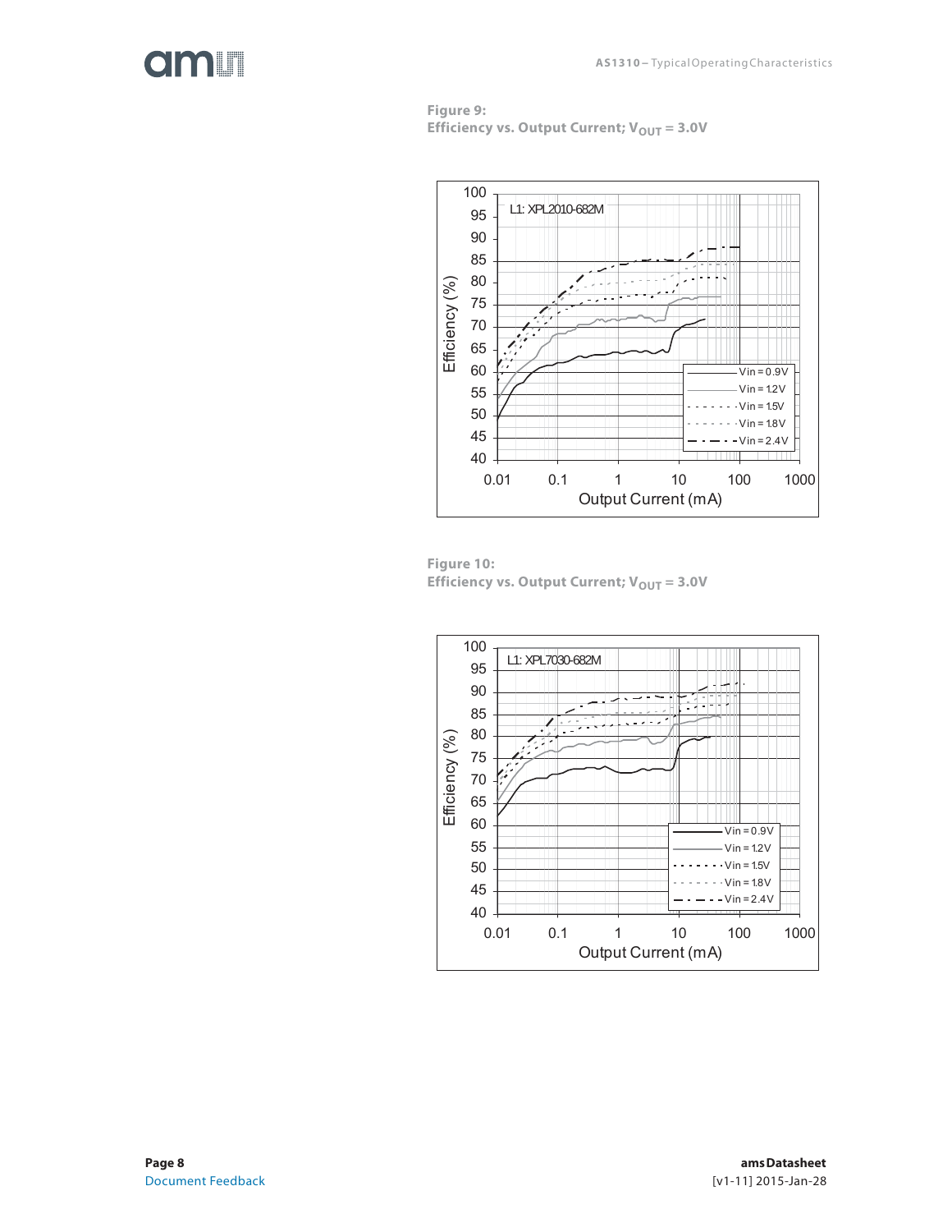**Figure 9:**
**Efficiency vs. Output Current; $V_{OUT}$ = 3.0V**

L1: XPL2010-682M

Efficiency (%) vs. Output Current (mA); curves for Vin = 0.9V, Vin = 1.2V, Vin = 1.5V, Vin = 1.8V, Vin = 2.4V

**Figure 10:**
**Efficiency vs. Output Current; $V_{OUT}$ = 3.0V**

L1: XPL7030-682M

Efficiency (%) vs. Output Current (mA); curves for Vin = 0.9V, Vin = 1.2V, Vin = 1.5V, Vin = 1.8V, Vin = 2.4V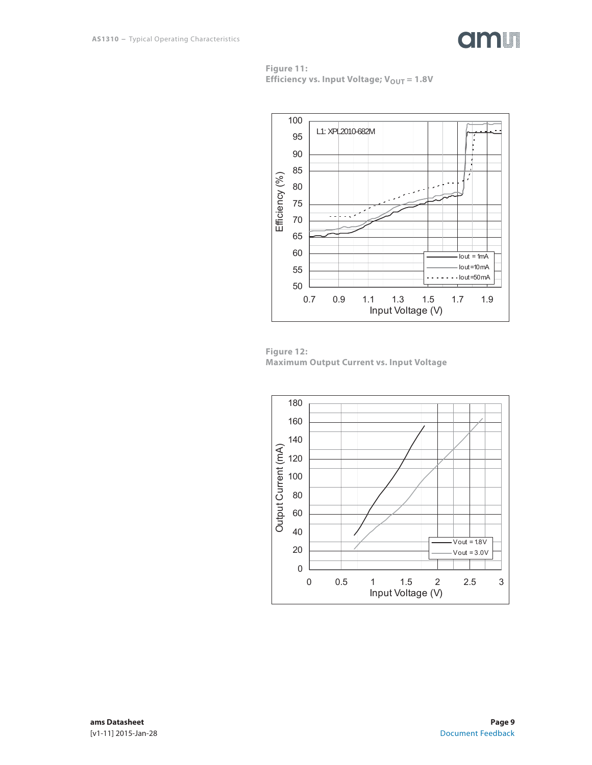**Figure 11:**
**Efficiency vs. Input Voltage; $V_{OUT}$ = 1.8V**

**Figure 12:**
**Maximum Output Current vs. Input Voltage**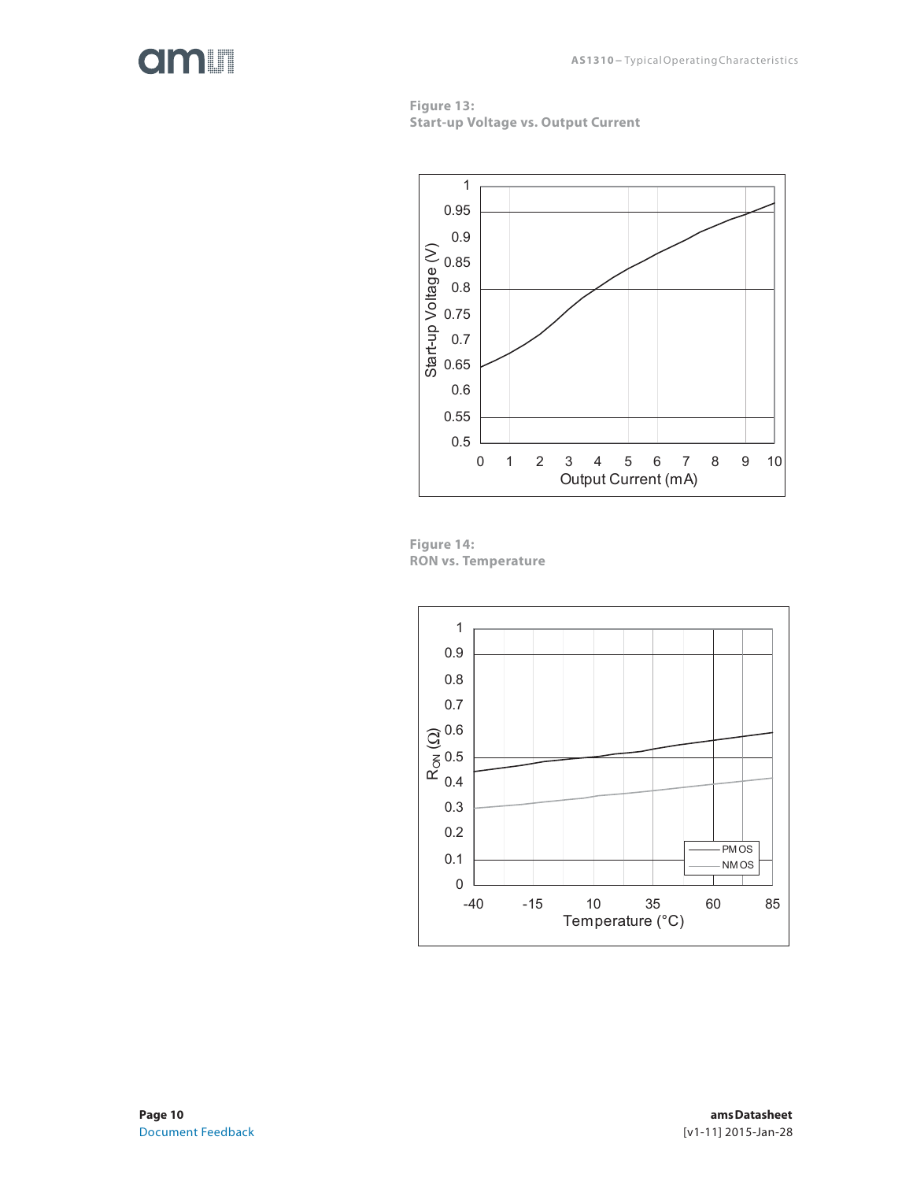**Figure 13:**
**Start-up Voltage vs. Output Current**

**Figure 14:**
**RON vs. Temperature**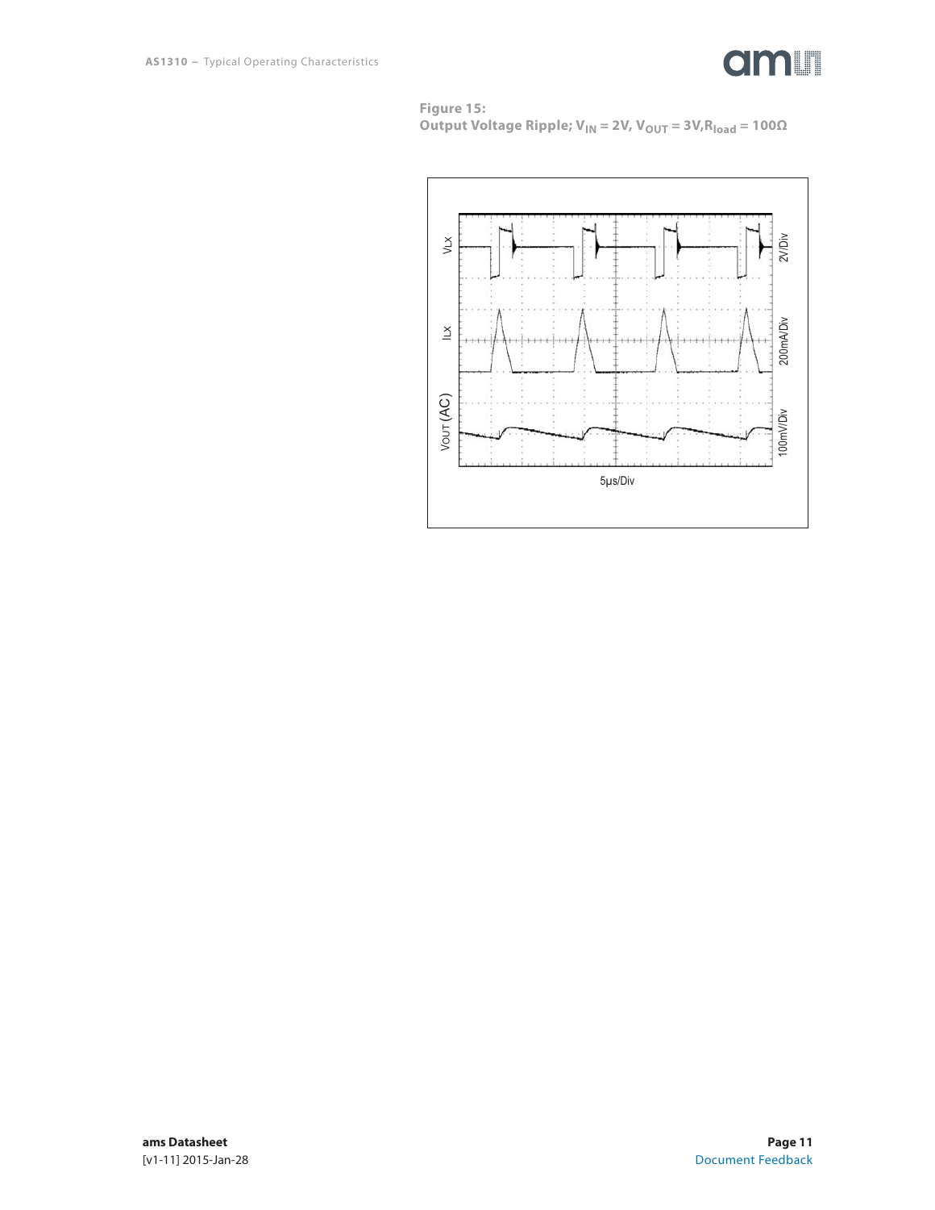**Figure 15:**
**Output Voltage Ripple; $V_{IN}$ = 2V, $V_{OUT}$ = 3V, $R_{load}$ = 100Ω**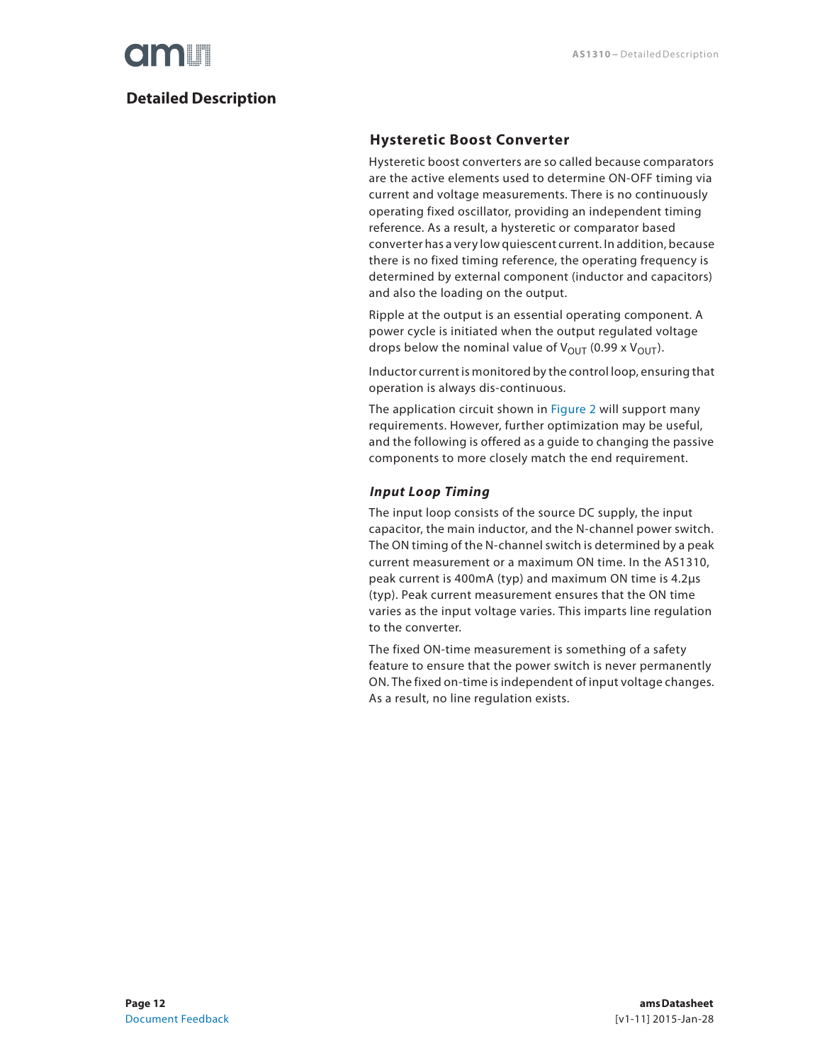# Detailed Description

## Hysteretic Boost Converter

Hysteretic boost converters are so called because comparators are the active elements used to determine ON-OFF timing via current and voltage measurements. There is no continuously operating fixed oscillator, providing an independent timing reference. As a result, a hysteretic or comparator based converter has a very low quiescent current. In addition, because there is no fixed timing reference, the operating frequency is determined by external component (inductor and capacitors) and also the loading on the output.

Ripple at the output is an essential operating component. A power cycle is initiated when the output regulated voltage drops below the nominal value of $V_{OUT}$ (0.99 x $V_{OUT}$).

Inductor current is monitored by the control loop, ensuring that operation is always dis-continuous.

The application circuit shown in Figure 2 will support many requirements. However, further optimization may be useful, and the following is offered as a guide to changing the passive components to more closely match the end requirement.

### *Input Loop Timing*

The input loop consists of the source DC supply, the input capacitor, the main inductor, and the N-channel power switch. The ON timing of the N-channel switch is determined by a peak current measurement or a maximum ON time. In the AS1310, peak current is 400mA (typ) and maximum ON time is 4.2µs (typ). Peak current measurement ensures that the ON time varies as the input voltage varies. This imparts line regulation to the converter.

The fixed ON-time measurement is something of a safety feature to ensure that the power switch is never permanently ON. The fixed on-time is independent of input voltage changes. As a result, no line regulation exists.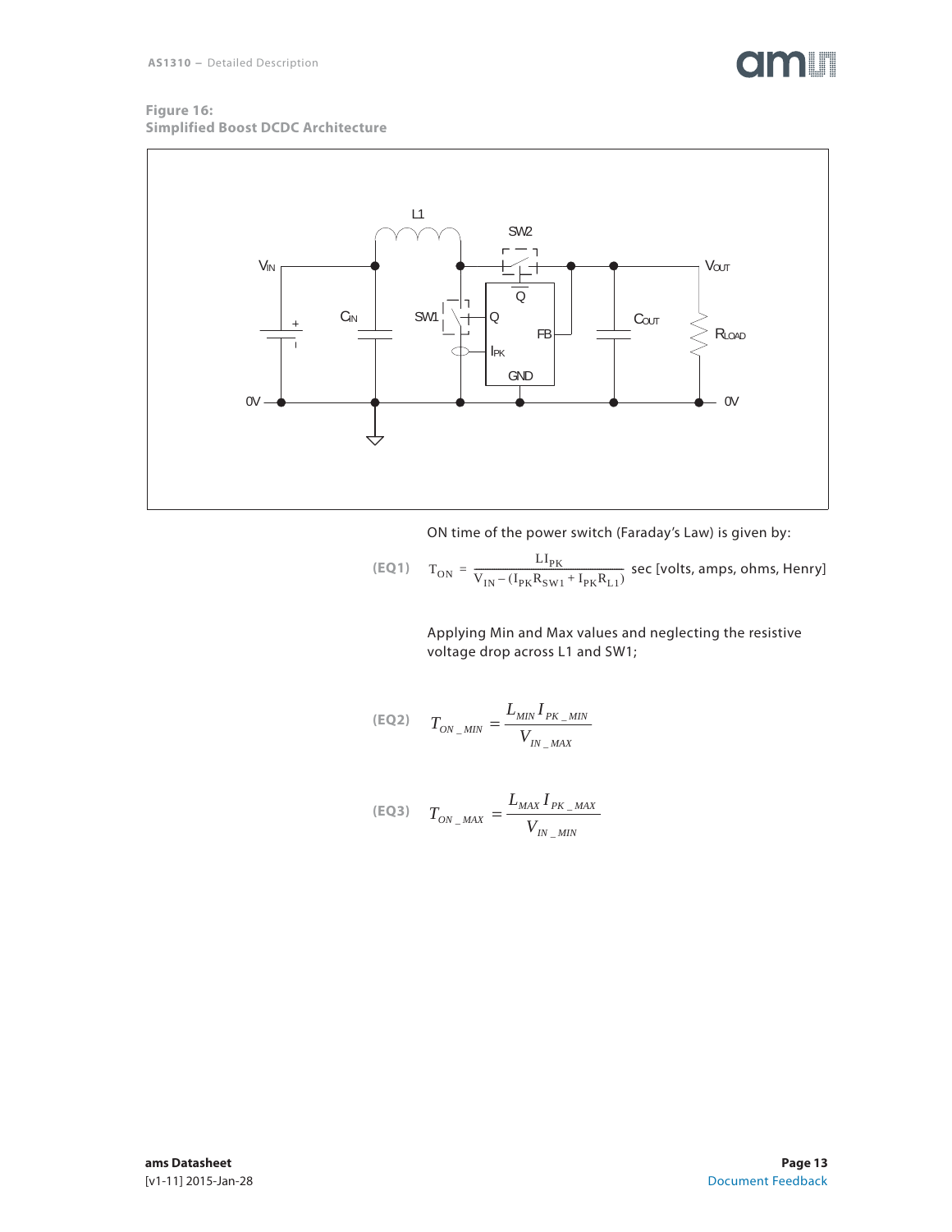**Figure 16:**
**Simplified Boost DCDC Architecture**

ON time of the power switch (Faraday's Law) is given by:

**(EQ1)**

$$T_{ON} = \frac{LI_{PK}}{V_{IN} - (I_{PK}R_{SW1} + I_{PK}R_{L1})} \text{ sec [volts, amps, ohms, Henry]}$$

Applying Min and Max values and neglecting the resistive voltage drop across L1 and SW1;

**(EQ2)**

$$T_{ON\_MIN} = \frac{L_{MIN} I_{PK\_MIN}}{V_{IN\_MAX}}$$

**(EQ3)**

$$T_{ON\_MAX} = \frac{L_{MAX} I_{PK\_MAX}}{V_{IN\_MIN}}$$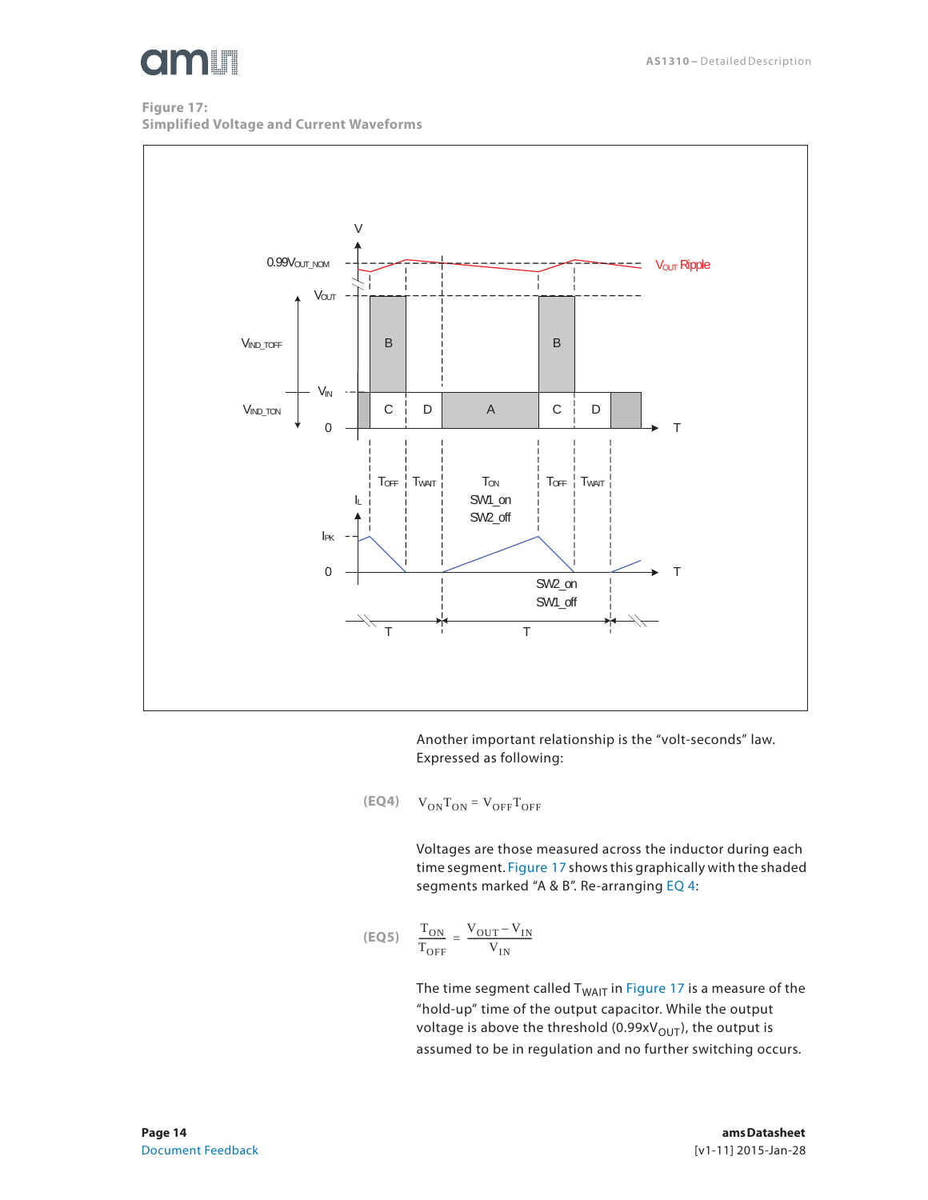**Figure 17:**
**Simplified Voltage and Current Waveforms**

Another important relationship is the "volt-seconds" law. Expressed as following:

(EQ4)
$$V_{ON}T_{ON} = V_{OFF}T_{OFF}$$

Voltages are those measured across the inductor during each time segment. Figure 17 shows this graphically with the shaded segments marked "A & B". Re-arranging EQ 4:

(EQ5)
$$\frac{T_{ON}}{T_{OFF}} = \frac{V_{OUT} - V_{IN}}{V_{IN}}$$

The time segment called $T_{WAIT}$ in Figure 17 is a measure of the "hold-up" time of the output capacitor. While the output voltage is above the threshold ($0.99xV_{OUT}$), the output is assumed to be in regulation and no further switching occurs.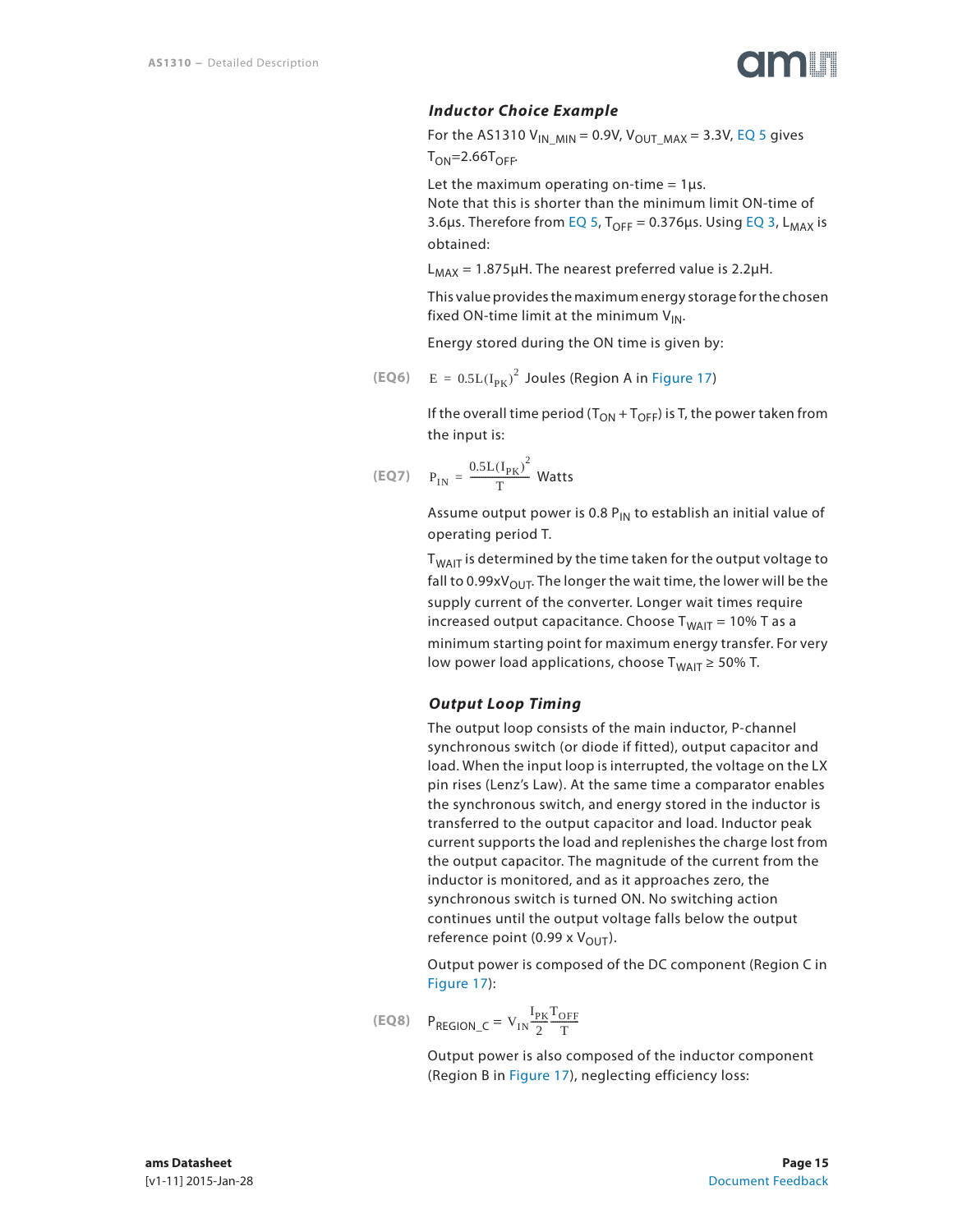### Inductor Choice Example

For the AS1310 $V_{IN\_MIN}$ = 0.9V, $V_{OUT\_MAX}$ = 3.3V, EQ 5 gives $T_{ON}$=2.66$T_{OFF}$.

Let the maximum operating on-time = 1µs.
Note that this is shorter than the minimum limit ON-time of 3.6µs. Therefore from EQ 5, $T_{OFF}$ = 0.376µs. Using EQ 3, $L_{MAX}$ is obtained:

$L_{MAX}$ = 1.875µH. The nearest preferred value is 2.2µH.

This value provides the maximum energy storage for the chosen fixed ON-time limit at the minimum $V_{IN}$.

Energy stored during the ON time is given by:

(EQ6) $$E = 0.5L(I_{PK})^2 \text{ Joules (Region A in Figure 17)}$$

If the overall time period ($T_{ON}$ + $T_{OFF}$) is T, the power taken from the input is:

(EQ7) $$P_{IN} = \frac{0.5L(I_{PK})^2}{T} \text{ Watts}$$

Assume output power is 0.8 $P_{IN}$ to establish an initial value of operating period T.

$T_{WAIT}$ is determined by the time taken for the output voltage to fall to 0.99x$V_{OUT}$. The longer the wait time, the lower will be the supply current of the converter. Longer wait times require increased output capacitance. Choose $T_{WAIT}$ = 10% T as a minimum starting point for maximum energy transfer. For very low power load applications, choose $T_{WAIT}$ ≥ 50% T.

### Output Loop Timing

The output loop consists of the main inductor, P-channel synchronous switch (or diode if fitted), output capacitor and load. When the input loop is interrupted, the voltage on the LX pin rises (Lenz's Law). At the same time a comparator enables the synchronous switch, and energy stored in the inductor is transferred to the output capacitor and load. Inductor peak current supports the load and replenishes the charge lost from the output capacitor. The magnitude of the current from the inductor is monitored, and as it approaches zero, the synchronous switch is turned ON. No switching action continues until the output voltage falls below the output reference point (0.99 x $V_{OUT}$).

Output power is composed of the DC component (Region C in Figure 17):

(EQ8) $$P_{REGION\_C} = V_{IN}\frac{I_{PK}}{2}\frac{T_{OFF}}{T}$$

Output power is also composed of the inductor component (Region B in Figure 17), neglecting efficiency loss: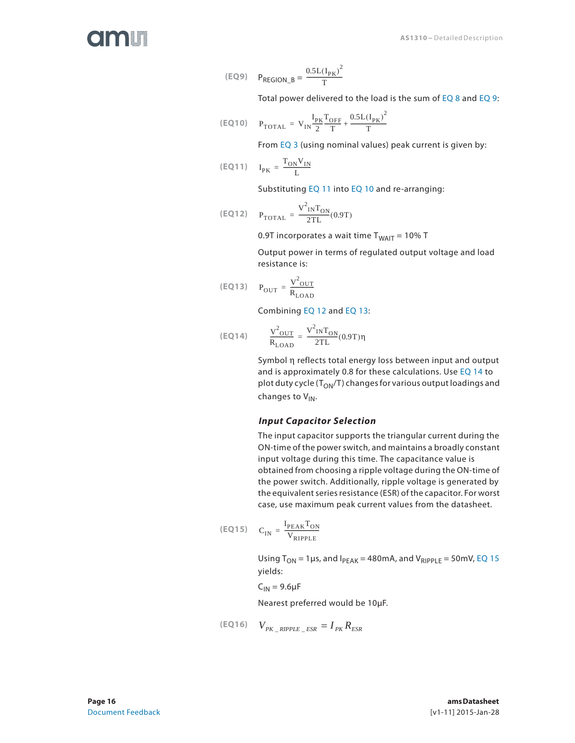(EQ9) $$P_{REGION\_B} = \frac{0.5L(I_{PK})^2}{T}$$

Total power delivered to the load is the sum of EQ 8 and EQ 9:

(EQ10) $$P_{TOTAL} = V_{IN}\frac{I_{PK}}{2}\frac{T_{OFF}}{T} + \frac{0.5L(I_{PK})^2}{T}$$

From EQ 3 (using nominal values) peak current is given by:

(EQ11) $$I_{PK} = \frac{T_{ON}V_{IN}}{L}$$

Substituting EQ 11 into EQ 10 and re-arranging:

(EQ12) $$P_{TOTAL} = \frac{V^2_{IN}T_{ON}}{2TL}(0.9T)$$

0.9T incorporates a wait time $T_{WAIT}$ = 10% T

Output power in terms of regulated output voltage and load resistance is:

(EQ13) $$P_{OUT} = \frac{V^2_{OUT}}{R_{LOAD}}$$

Combining EQ 12 and EQ 13:

(EQ14) $$\frac{V^2_{OUT}}{R_{LOAD}} = \frac{V^2_{IN}T_{ON}}{2TL}(0.9T)\eta$$

Symbol η reflects total energy loss between input and output and is approximately 0.8 for these calculations. Use EQ 14 to plot duty cycle ($T_{ON}$/T) changes for various output loadings and changes to $V_{IN}$.

### *Input Capacitor Selection*

The input capacitor supports the triangular current during the ON-time of the power switch, and maintains a broadly constant input voltage during this time. The capacitance value is obtained from choosing a ripple voltage during the ON-time of the power switch. Additionally, ripple voltage is generated by the equivalent series resistance (ESR) of the capacitor. For worst case, use maximum peak current values from the datasheet.

(EQ15) $$C_{IN} = \frac{I_{PEAK}T_{ON}}{V_{RIPPLE}}$$

Using $T_{ON}$ = 1µs, and $I_{PEAK}$ = 480mA, and $V_{RIPPLE}$ = 50mV, EQ 15 yields:

$C_{IN}$ = 9.6µF

Nearest preferred would be 10µF.

(EQ16) $$V_{PK\_RIPPLE\_ESR} = I_{PK}R_{ESR}$$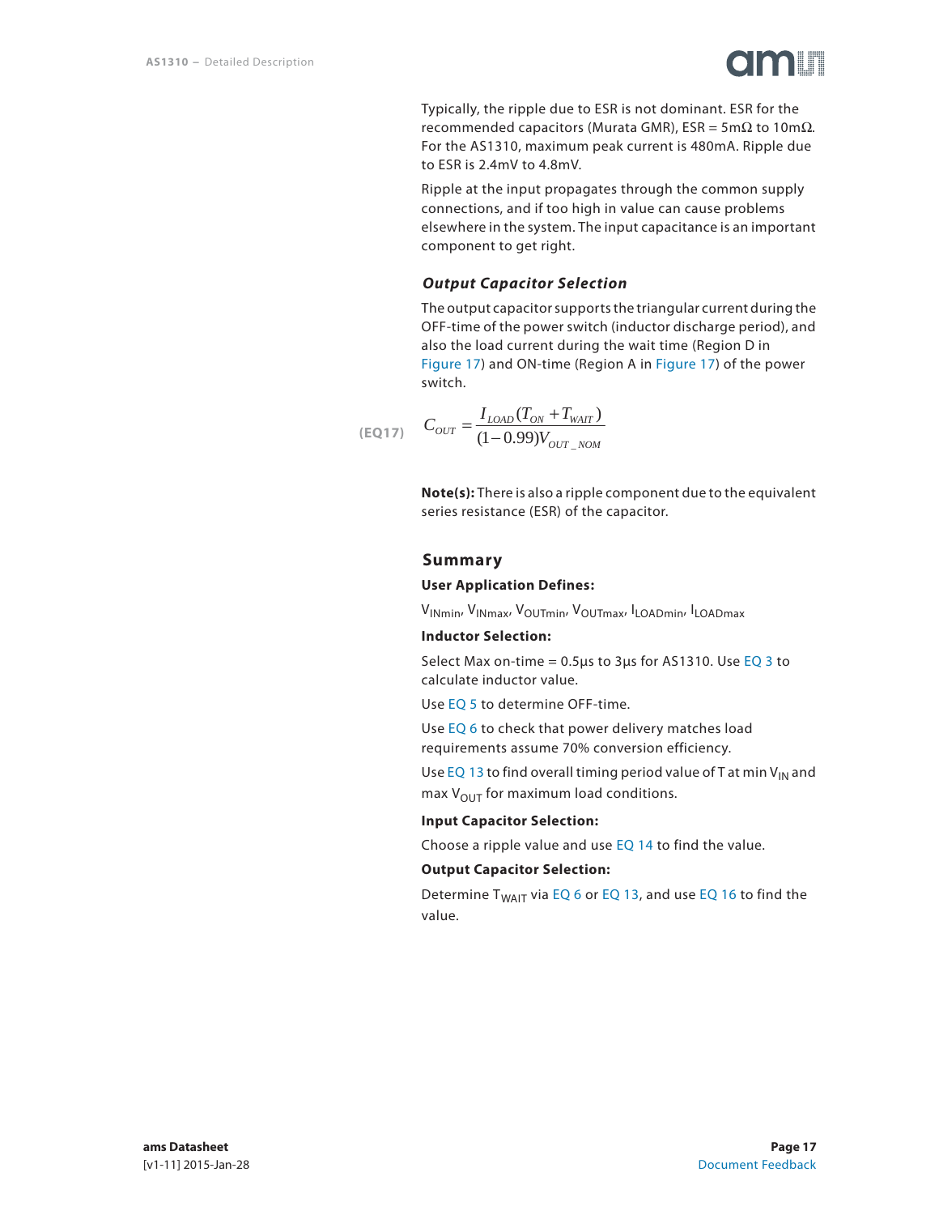Typically, the ripple due to ESR is not dominant. ESR for the recommended capacitors (Murata GMR), ESR = 5mΩ to 10mΩ. For the AS1310, maximum peak current is 480mA. Ripple due to ESR is 2.4mV to 4.8mV.

Ripple at the input propagates through the common supply connections, and if too high in value can cause problems elsewhere in the system. The input capacitance is an important component to get right.

### *Output Capacitor Selection*

The output capacitor supports the triangular current during the OFF-time of the power switch (inductor discharge period), and also the load current during the wait time (Region D in Figure 17) and ON-time (Region A in Figure 17) of the power switch.

(EQ17)
$$C_{OUT} = \frac{I_{LOAD}(T_{ON} + T_{WAIT})}{(1-0.99)V_{OUT\_NOM}}$$

**Note(s):** There is also a ripple component due to the equivalent series resistance (ESR) of the capacitor.

## Summary

**User Application Defines:**

$V_{INmin}$, $V_{INmax}$, $V_{OUTmin}$, $V_{OUTmax}$, $I_{LOADmin}$, $I_{LOADmax}$

**Inductor Selection:**

Select Max on-time = 0.5µs to 3µs for AS1310. Use EQ 3 to calculate inductor value.

Use EQ 5 to determine OFF-time.

Use EQ 6 to check that power delivery matches load requirements assume 70% conversion efficiency.

Use EQ 13 to find overall timing period value of T at min $V_{IN}$ and max $V_{OUT}$ for maximum load conditions.

**Input Capacitor Selection:**

Choose a ripple value and use EQ 14 to find the value.

**Output Capacitor Selection:**

Determine $T_{WAIT}$ via EQ 6 or EQ 13, and use EQ 16 to find the value.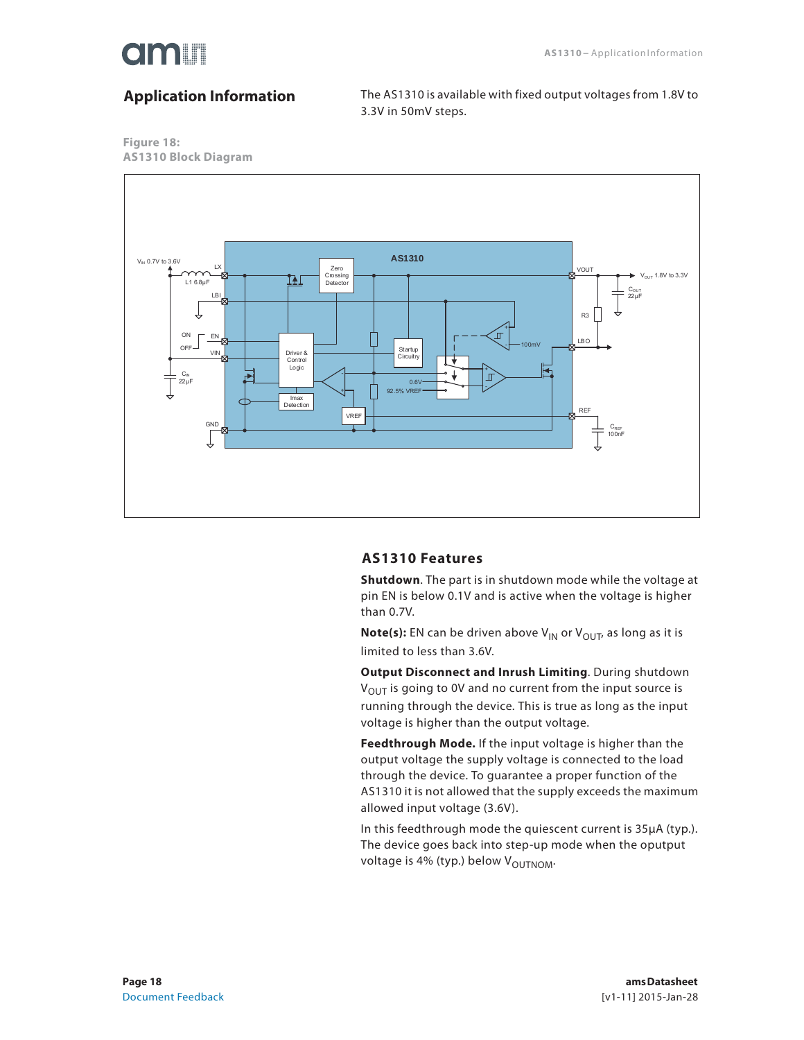## Application Information

The AS1310 is available with fixed output voltages from 1.8V to 3.3V in 50mV steps.

**Figure 18:**
**AS1310 Block Diagram**

### AS1310 Features

**Shutdown**. The part is in shutdown mode while the voltage at pin EN is below 0.1V and is active when the voltage is higher than 0.7V.

**Note(s):** EN can be driven above $V_{IN}$ or $V_{OUT}$, as long as it is limited to less than 3.6V.

**Output Disconnect and Inrush Limiting**. During shutdown $V_{OUT}$ is going to 0V and no current from the input source is running through the device. This is true as long as the input voltage is higher than the output voltage.

**Feedthrough Mode.** If the input voltage is higher than the output voltage the supply voltage is connected to the load through the device. To guarantee a proper function of the AS1310 it is not allowed that the supply exceeds the maximum allowed input voltage (3.6V).

In this feedthrough mode the quiescent current is 35µA (typ.). The device goes back into step-up mode when the oputput voltage is 4% (typ.) below $V_{OUTNOM}$.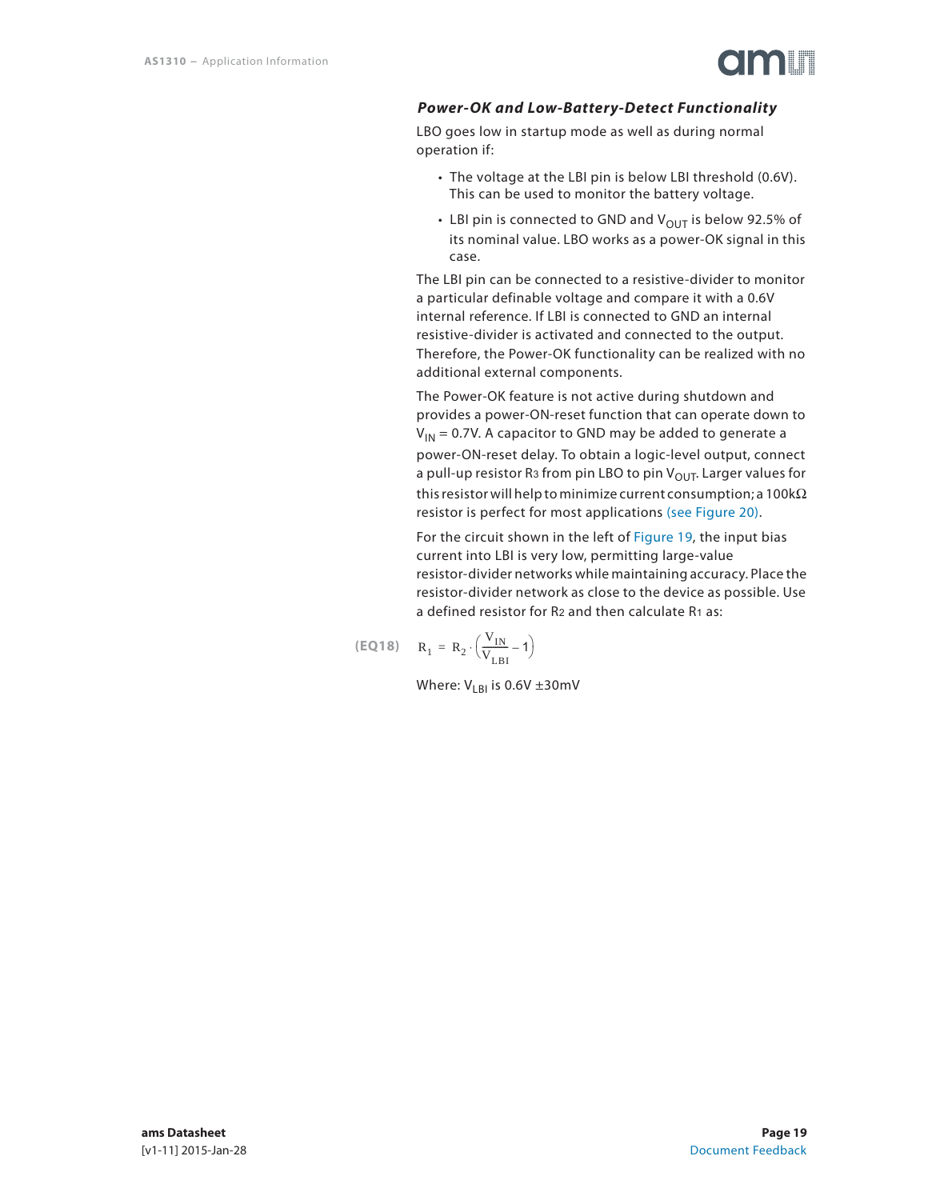### *Power-OK and Low-Battery-Detect Functionality*

LBO goes low in startup mode as well as during normal operation if:

- The voltage at the LBI pin is below LBI threshold (0.6V). This can be used to monitor the battery voltage.
- LBI pin is connected to GND and $V_{OUT}$ is below 92.5% of its nominal value. LBO works as a power-OK signal in this case.

The LBI pin can be connected to a resistive-divider to monitor a particular definable voltage and compare it with a 0.6V internal reference. If LBI is connected to GND an internal resistive-divider is activated and connected to the output. Therefore, the Power-OK functionality can be realized with no additional external components.

The Power-OK feature is not active during shutdown and provides a power-ON-reset function that can operate down to $V_{IN}$ = 0.7V. A capacitor to GND may be added to generate a power-ON-reset delay. To obtain a logic-level output, connect a pull-up resistor R3 from pin LBO to pin $V_{OUT}$. Larger values for this resistor will help to minimize current consumption; a 100kΩ resistor is perfect for most applications (see Figure 20).

For the circuit shown in the left of Figure 19, the input bias current into LBI is very low, permitting large-value resistor-divider networks while maintaining accuracy. Place the resistor-divider network as close to the device as possible. Use a defined resistor for R2 and then calculate R1 as:

**(EQ18)**

$$R_1 = R_2 \cdot \left(\frac{V_{IN}}{V_{LBI}} - 1\right)$$

Where: $V_{LBI}$ is 0.6V ±30mV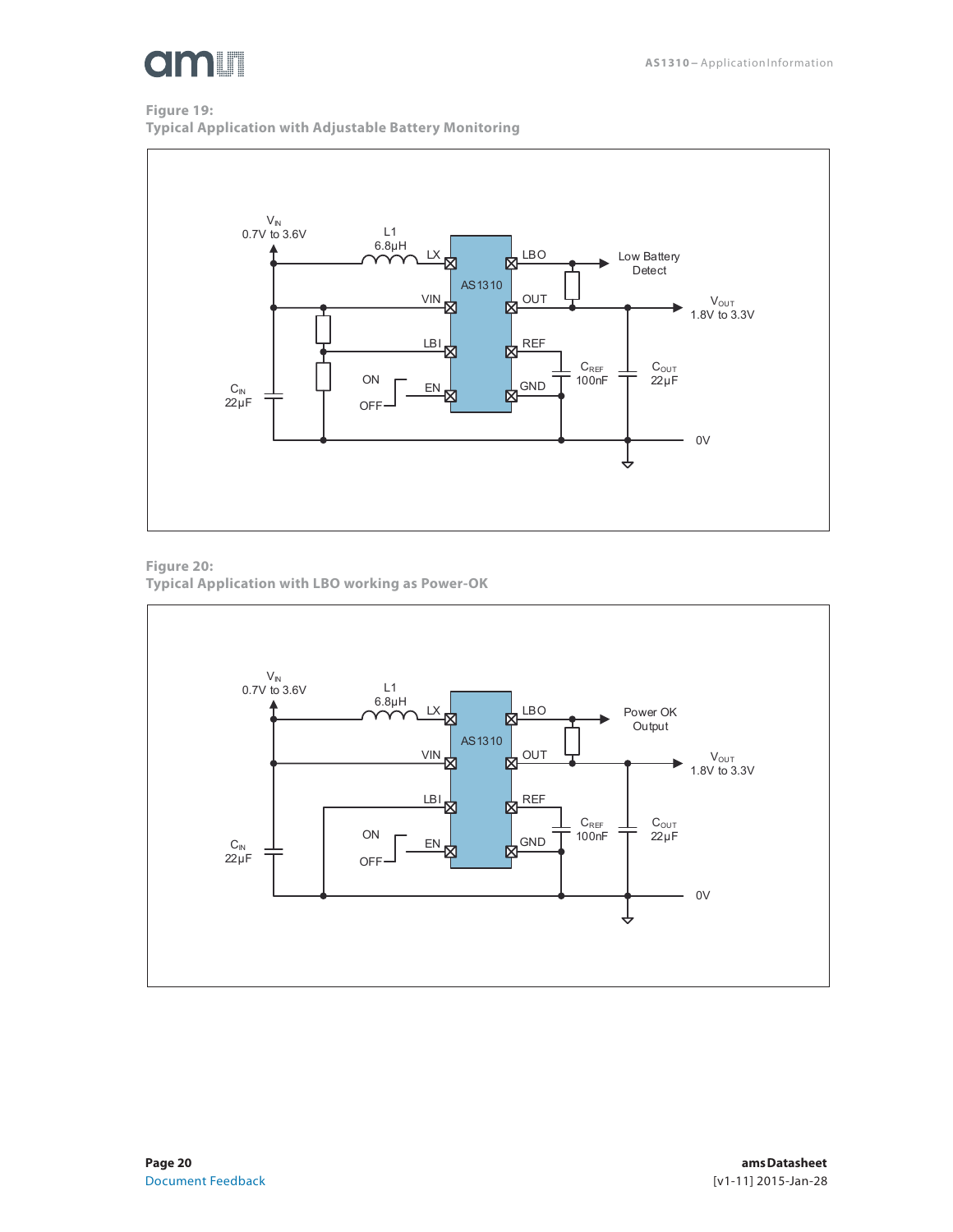**Figure 19:**
**Typical Application with Adjustable Battery Monitoring**

**Figure 20:**
**Typical Application with LBO working as Power-OK**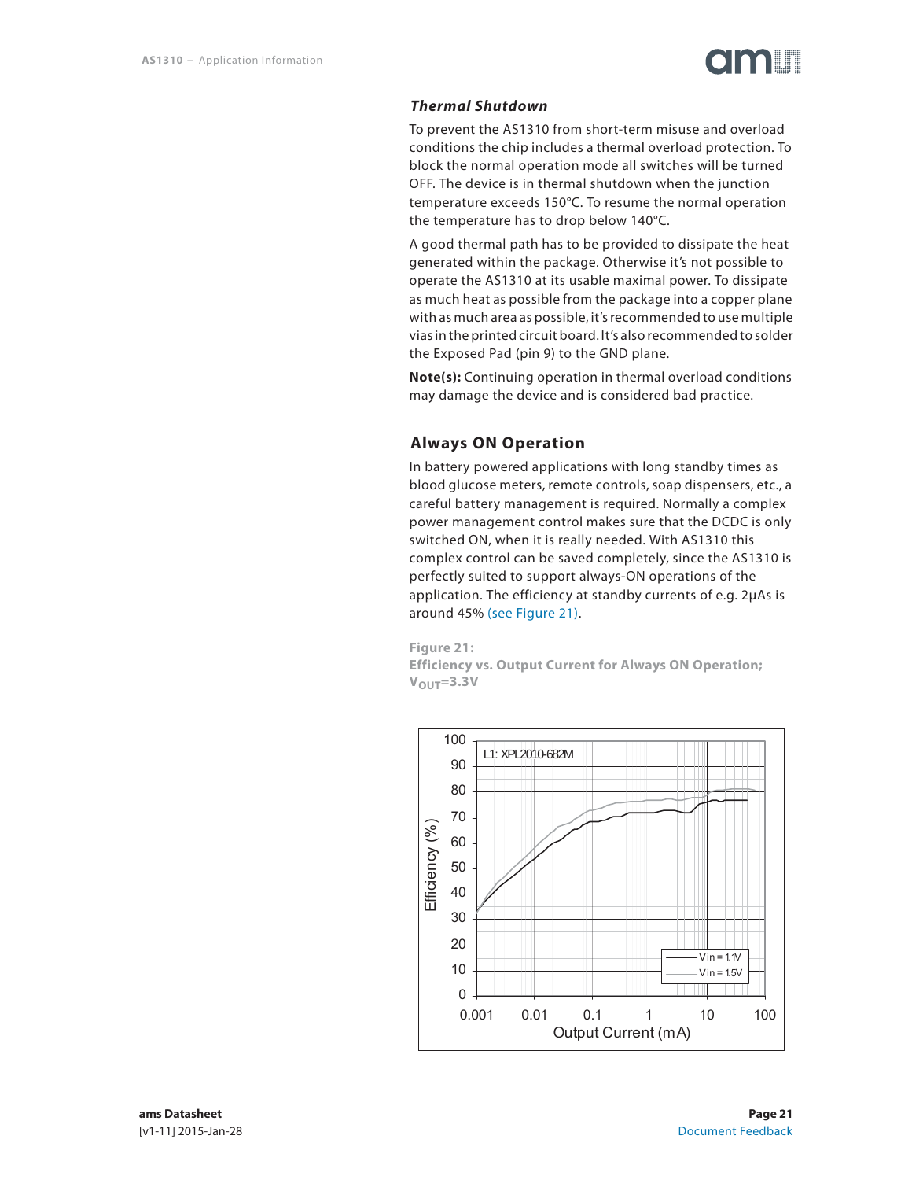### Thermal Shutdown

To prevent the AS1310 from short-term misuse and overload conditions the chip includes a thermal overload protection. To block the normal operation mode all switches will be turned OFF. The device is in thermal shutdown when the junction temperature exceeds 150°C. To resume the normal operation the temperature has to drop below 140°C.

A good thermal path has to be provided to dissipate the heat generated within the package. Otherwise it's not possible to operate the AS1310 at its usable maximal power. To dissipate as much heat as possible from the package into a copper plane with as much area as possible, it's recommended to use multiple vias in the printed circuit board. It's also recommended to solder the Exposed Pad (pin 9) to the GND plane.

**Note(s):** Continuing operation in thermal overload conditions may damage the device and is considered bad practice.

## Always ON Operation

In battery powered applications with long standby times as blood glucose meters, remote controls, soap dispensers, etc., a careful battery management is required. Normally a complex power management control makes sure that the DCDC is only switched ON, when it is really needed. With AS1310 this complex control can be saved completely, since the AS1310 is perfectly suited to support always-ON operations of the application. The efficiency at standby currents of e.g. 2µAs is around 45% (see Figure 21).

**Figure 21:**
**Efficiency vs. Output Current for Always ON Operation; $V_{OUT}$=3.3V**

L1: XPL2010-682M

Efficiency (%) vs. Output Current (mA); Vin = 1.1V, Vin = 1.5V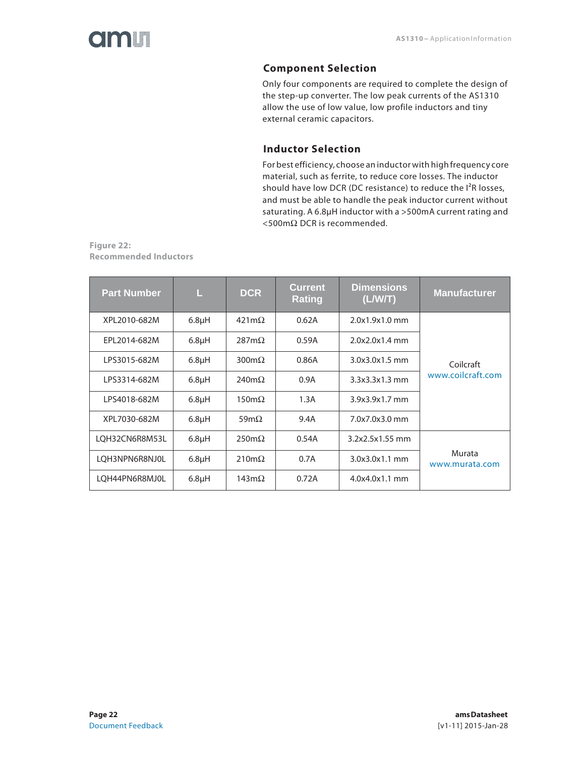## Component Selection

Only four components are required to complete the design of the step-up converter. The low peak currents of the AS1310 allow the use of low value, low profile inductors and tiny external ceramic capacitors.

## Inductor Selection

For best efficiency, choose an inductor with high frequency core material, such as ferrite, to reduce core losses. The inductor should have low DCR (DC resistance) to reduce the $I^2R$ losses, and must be able to handle the peak inductor current without saturating. A 6.8µH inductor with a >500mA current rating and <500mΩ DCR is recommended.

**Figure 22:**
**Recommended Inductors**

| Part Number | L | DCR | Current Rating | Dimensions (L/W/T) | Manufacturer |
|---|---|---|---|---|---|
| XPL2010-682M | 6.8µH | 421mΩ | 0.62A | 2.0x1.9x1.0 mm | Coilcraft www.coilcraft.com |
| EPL2014-682M | 6.8µH | 287mΩ | 0.59A | 2.0x2.0x1.4 mm | |
| LPS3015-682M | 6.8µH | 300mΩ | 0.86A | 3.0x3.0x1.5 mm | |
| LPS3314-682M | 6.8µH | 240mΩ | 0.9A | 3.3x3.3x1.3 mm | |
| LPS4018-682M | 6.8µH | 150mΩ | 1.3A | 3.9x3.9x1.7 mm | |
| XPL7030-682M | 6.8µH | 59mΩ | 9.4A | 7.0x7.0x3.0 mm | |
| LQH32CN6R8M53L | 6.8µH | 250mΩ | 0.54A | 3.2x2.5x1.55 mm | Murata www.murata.com |
| LQH3NPN6R8NJ0L | 6.8µH | 210mΩ | 0.7A | 3.0x3.0x1.1 mm | |
| LQH44PN6R8MJ0L | 6.8µH | 143mΩ | 0.72A | 4.0x4.0x1.1 mm | |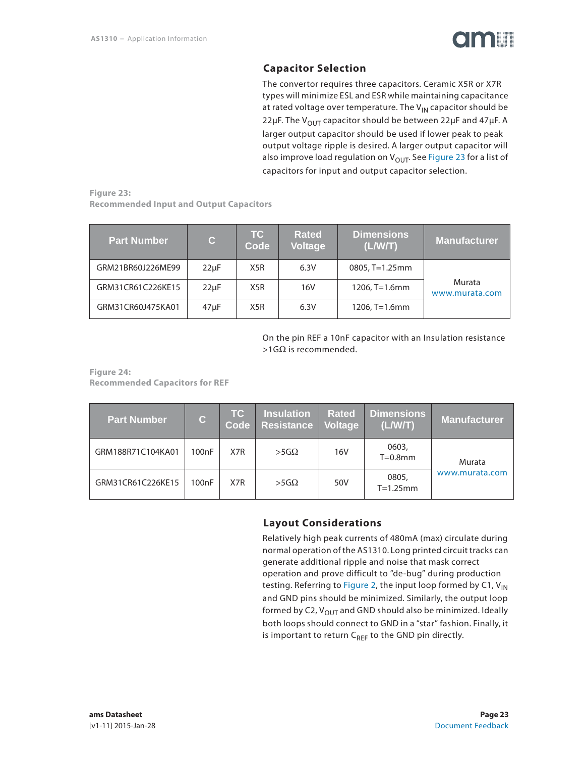## Capacitor Selection

The convertor requires three capacitors. Ceramic X5R or X7R types will minimize ESL and ESR while maintaining capacitance at rated voltage over temperature. The $V_{IN}$ capacitor should be 22µF. The $V_{OUT}$ capacitor should be between 22µF and 47µF. A larger output capacitor should be used if lower peak to peak output voltage ripple is desired. A larger output capacitor will also improve load regulation on $V_{OUT}$. See Figure 23 for a list of capacitors for input and output capacitor selection.

**Figure 23:**
**Recommended Input and Output Capacitors**

| Part Number | C | TC Code | Rated Voltage | Dimensions (L/W/T) | Manufacturer |
|---|---|---|---|---|---|
| GRM21BR60J226ME99 | 22µF | X5R | 6.3V | 0805, T=1.25mm | Murata www.murata.com |
| GRM31CR61C226KE15 | 22µF | X5R | 16V | 1206, T=1.6mm | |
| GRM31CR60J475KA01 | 47µF | X5R | 6.3V | 1206, T=1.6mm | |

On the pin REF a 10nF capacitor with an Insulation resistance >1GΩ is recommended.

**Figure 24:**
**Recommended Capacitors for REF**

| Part Number | C | TC Code | Insulation Resistance | Rated Voltage | Dimensions (L/W/T) | Manufacturer |
|---|---|---|---|---|---|---|
| GRM188R71C104KA01 | 100nF | X7R | >5GΩ | 16V | 0603, T=0.8mm | Murata www.murata.com |
| GRM31CR61C226KE15 | 100nF | X7R | >5GΩ | 50V | 0805, T=1.25mm | |

## Layout Considerations

Relatively high peak currents of 480mA (max) circulate during normal operation of the AS1310. Long printed circuit tracks can generate additional ripple and noise that mask correct operation and prove difficult to "de-bug" during production testing. Referring to Figure 2, the input loop formed by C1, $V_{IN}$ and GND pins should be minimized. Similarly, the output loop formed by C2, $V_{OUT}$ and GND should also be minimized. Ideally both loops should connect to GND in a "star" fashion. Finally, it is important to return $C_{REF}$ to the GND pin directly.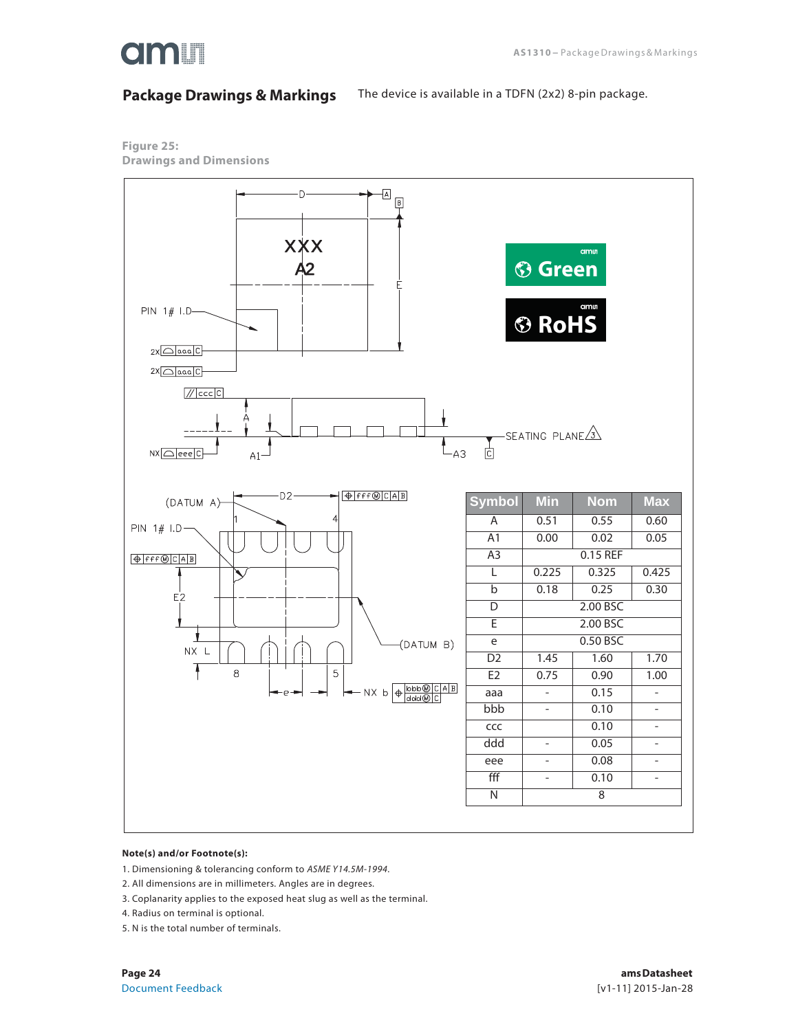## Package Drawings & Markings

The device is available in a TDFN (2x2) 8-pin package.

**Figure 25:**
**Drawings and Dimensions**

| Symbol | Min | Nom | Max |
|---|---|---|---|
| A | 0.51 | 0.55 | 0.60 |
| A1 | 0.00 | 0.02 | 0.05 |
| A3 | | 0.15 REF | |
| L | 0.225 | 0.325 | 0.425 |
| b | 0.18 | 0.25 | 0.30 |
| D | | 2.00 BSC | |
| E | | 2.00 BSC | |
| e | | 0.50 BSC | |
| D2 | 1.45 | 1.60 | 1.70 |
| E2 | 0.75 | 0.90 | 1.00 |
| aaa | - | 0.15 | - |
| bbb | - | 0.10 | - |
| ccc | | 0.10 | - |
| ddd | - | 0.05 | - |
| eee | - | 0.08 | - |
| fff | - | 0.10 | - |
| N | | 8 | |

**Note(s) and/or Footnote(s):**

1. Dimensioning & tolerancing conform to *ASME Y14.5M-1994*.
2. All dimensions are in millimeters. Angles are in degrees.
3. Coplanarity applies to the exposed heat slug as well as the terminal.
4. Radius on terminal is optional.
5. N is the total number of terminals.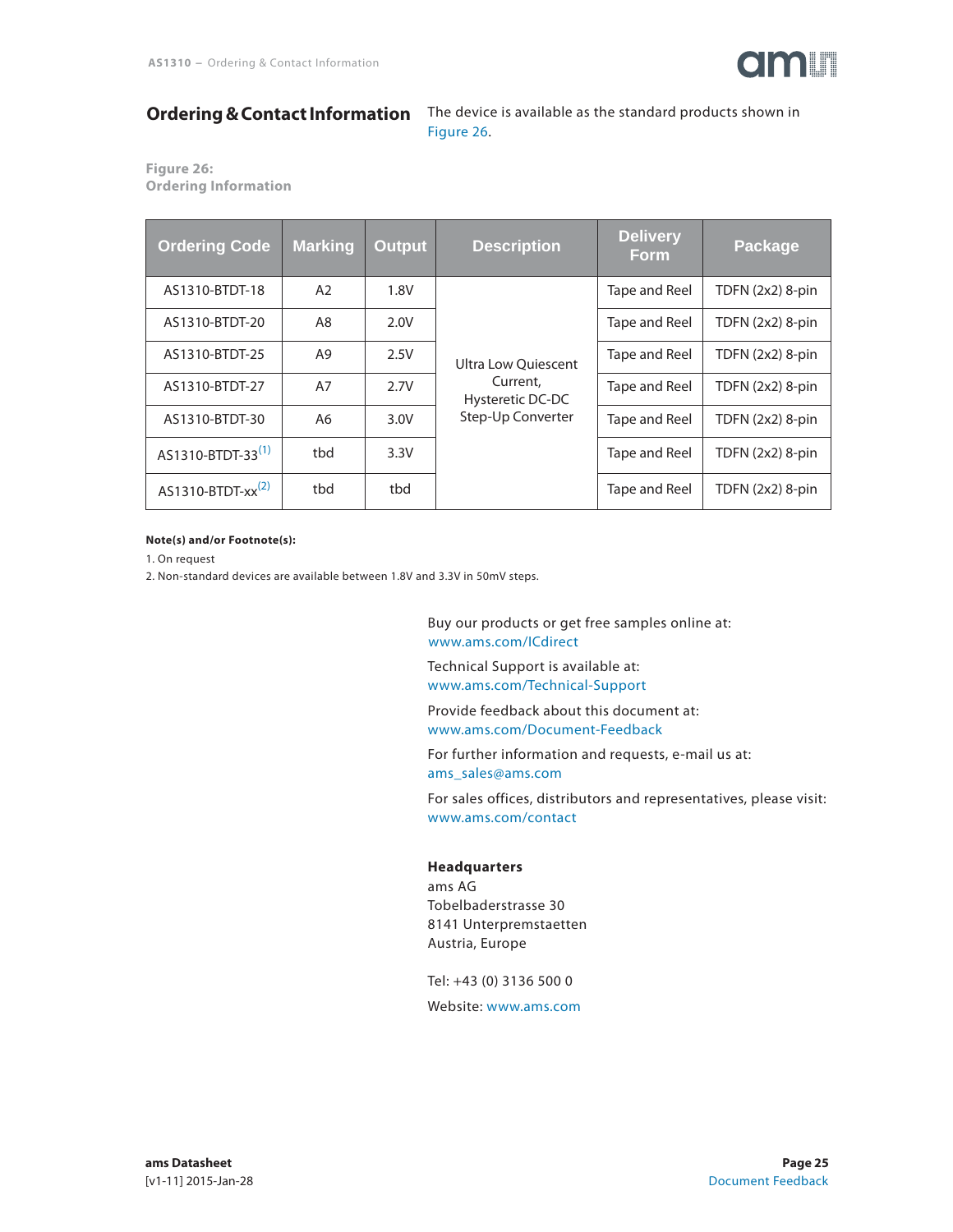## Ordering & Contact Information

The device is available as the standard products shown in Figure 26.

**Figure 26:**
**Ordering Information**

| Ordering Code | Marking | Output | Description | Delivery Form | Package |
|---|---|---|---|---|---|
| AS1310-BTDT-18 | A2 | 1.8V | Ultra Low Quiescent Current, Hysteretic DC-DC Step-Up Converter | Tape and Reel | TDFN (2x2) 8-pin |
| AS1310-BTDT-20 | A8 | 2.0V | | Tape and Reel | TDFN (2x2) 8-pin |
| AS1310-BTDT-25 | A9 | 2.5V | | Tape and Reel | TDFN (2x2) 8-pin |
| AS1310-BTDT-27 | A7 | 2.7V | | Tape and Reel | TDFN (2x2) 8-pin |
| AS1310-BTDT-30 | A6 | 3.0V | | Tape and Reel | TDFN (2x2) 8-pin |
| AS1310-BTDT-33(1) | tbd | 3.3V | | Tape and Reel | TDFN (2x2) 8-pin |
| AS1310-BTDT-xx(2) | tbd | tbd | | Tape and Reel | TDFN (2x2) 8-pin |

**Note(s) and/or Footnote(s):**

1. On request
2. Non-standard devices are available between 1.8V and 3.3V in 50mV steps.

Buy our products or get free samples online at:
www.ams.com/ICdirect

Technical Support is available at:
www.ams.com/Technical-Support

Provide feedback about this document at:
www.ams.com/Document-Feedback

For further information and requests, e-mail us at:
ams_sales@ams.com

For sales offices, distributors and representatives, please visit:
www.ams.com/contact

**Headquarters**
ams AG
Tobelbaderstrasse 30
8141 Unterpremstaetten
Austria, Europe

Tel: +43 (0) 3136 500 0

Website: www.ams.com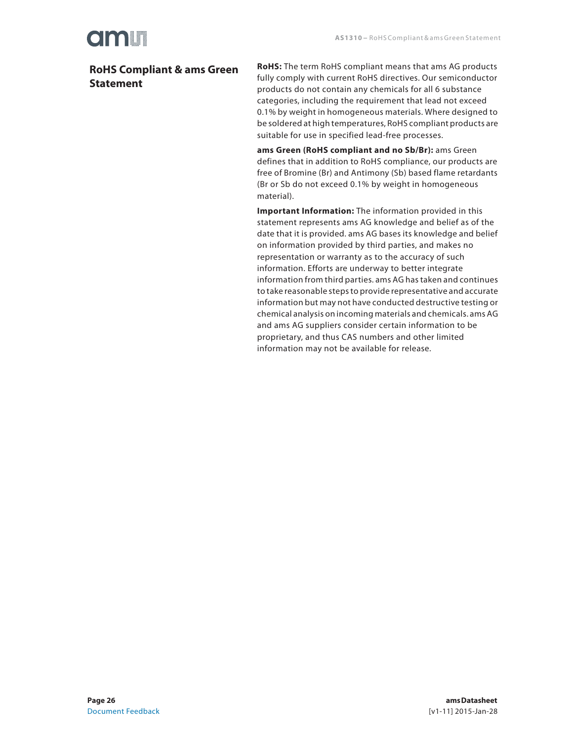# RoHS Compliant & ams Green Statement

**RoHS:** The term RoHS compliant means that ams AG products fully comply with current RoHS directives. Our semiconductor products do not contain any chemicals for all 6 substance categories, including the requirement that lead not exceed 0.1% by weight in homogeneous materials. Where designed to be soldered at high temperatures, RoHS compliant products are suitable for use in specified lead-free processes.

**ams Green (RoHS compliant and no Sb/Br):** ams Green defines that in addition to RoHS compliance, our products are free of Bromine (Br) and Antimony (Sb) based flame retardants (Br or Sb do not exceed 0.1% by weight in homogeneous material).

**Important Information:** The information provided in this statement represents ams AG knowledge and belief as of the date that it is provided. ams AG bases its knowledge and belief on information provided by third parties, and makes no representation or warranty as to the accuracy of such information. Efforts are underway to better integrate information from third parties. ams AG has taken and continues to take reasonable steps to provide representative and accurate information but may not have conducted destructive testing or chemical analysis on incoming materials and chemicals. ams AG and ams AG suppliers consider certain information to be proprietary, and thus CAS numbers and other limited information may not be available for release.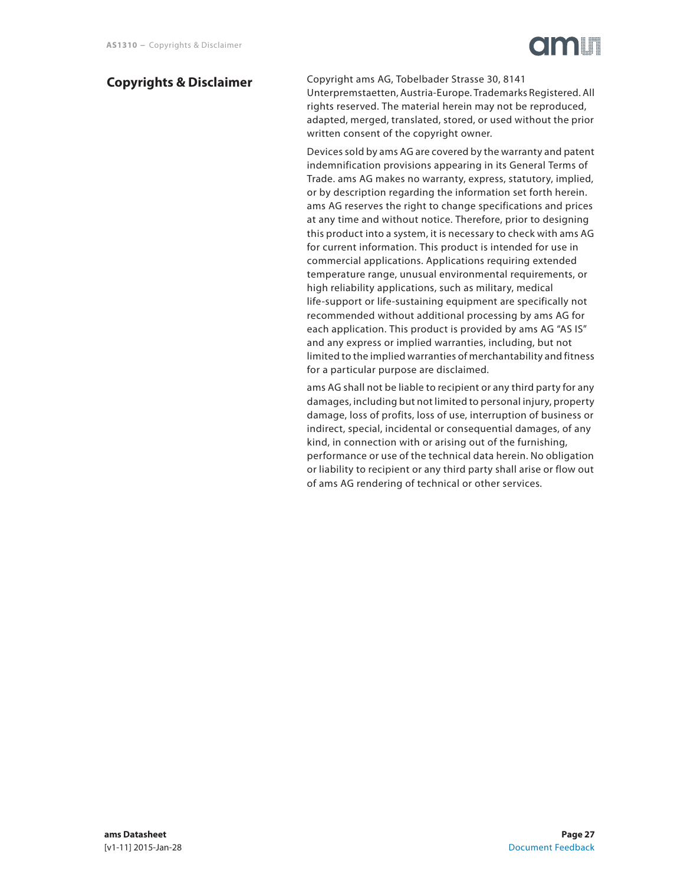## Copyrights & Disclaimer

Copyright ams AG, Tobelbader Strasse 30, 8141 Unterpremstaetten, Austria-Europe. Trademarks Registered. All rights reserved. The material herein may not be reproduced, adapted, merged, translated, stored, or used without the prior written consent of the copyright owner.

Devices sold by ams AG are covered by the warranty and patent indemnification provisions appearing in its General Terms of Trade. ams AG makes no warranty, express, statutory, implied, or by description regarding the information set forth herein. ams AG reserves the right to change specifications and prices at any time and without notice. Therefore, prior to designing this product into a system, it is necessary to check with ams AG for current information. This product is intended for use in commercial applications. Applications requiring extended temperature range, unusual environmental requirements, or high reliability applications, such as military, medical life-support or life-sustaining equipment are specifically not recommended without additional processing by ams AG for each application. This product is provided by ams AG "AS IS" and any express or implied warranties, including, but not limited to the implied warranties of merchantability and fitness for a particular purpose are disclaimed.

ams AG shall not be liable to recipient or any third party for any damages, including but not limited to personal injury, property damage, loss of profits, loss of use, interruption of business or indirect, special, incidental or consequential damages, of any kind, in connection with or arising out of the furnishing, performance or use of the technical data herein. No obligation or liability to recipient or any third party shall arise or flow out of ams AG rendering of technical or other services.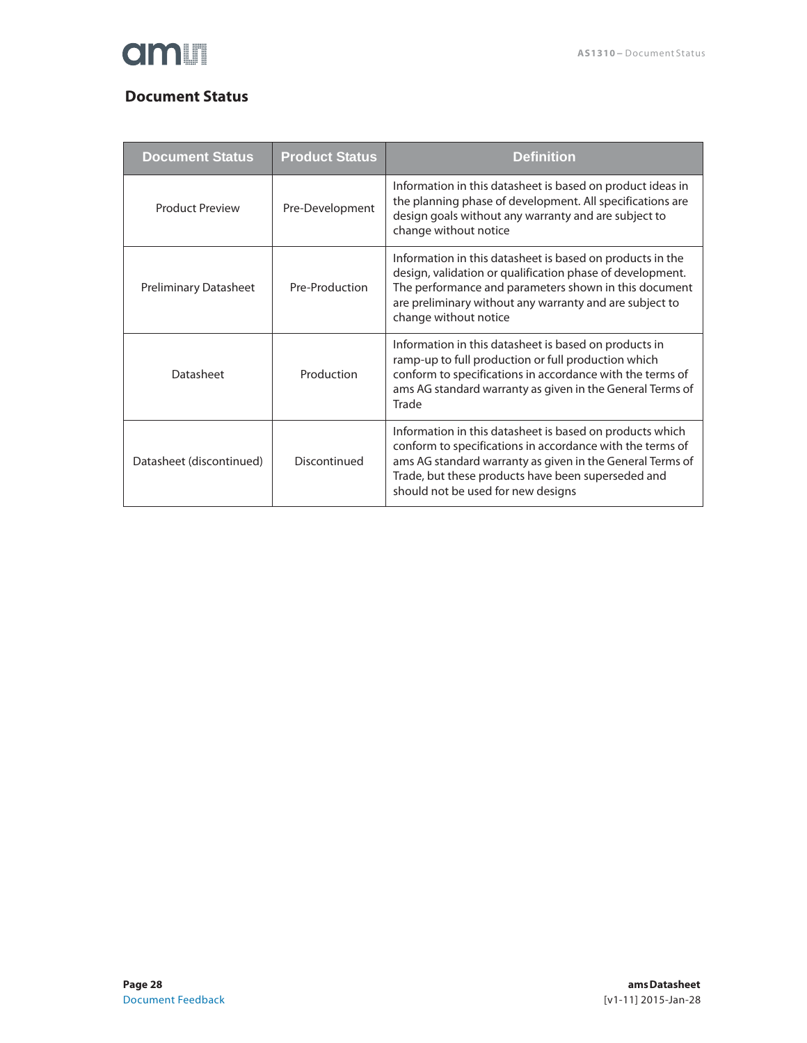# Document Status

| Document Status | Product Status | Definition |
|---|---|---|
| Product Preview | Pre-Development | Information in this datasheet is based on product ideas in the planning phase of development. All specifications are design goals without any warranty and are subject to change without notice |
| Preliminary Datasheet | Pre-Production | Information in this datasheet is based on products in the design, validation or qualification phase of development. The performance and parameters shown in this document are preliminary without any warranty and are subject to change without notice |
| Datasheet | Production | Information in this datasheet is based on products in ramp-up to full production or full production which conform to specifications in accordance with the terms of ams AG standard warranty as given in the General Terms of Trade |
| Datasheet (discontinued) | Discontinued | Information in this datasheet is based on products which conform to specifications in accordance with the terms of ams AG standard warranty as given in the General Terms of Trade, but these products have been superseded and should not be used for new designs |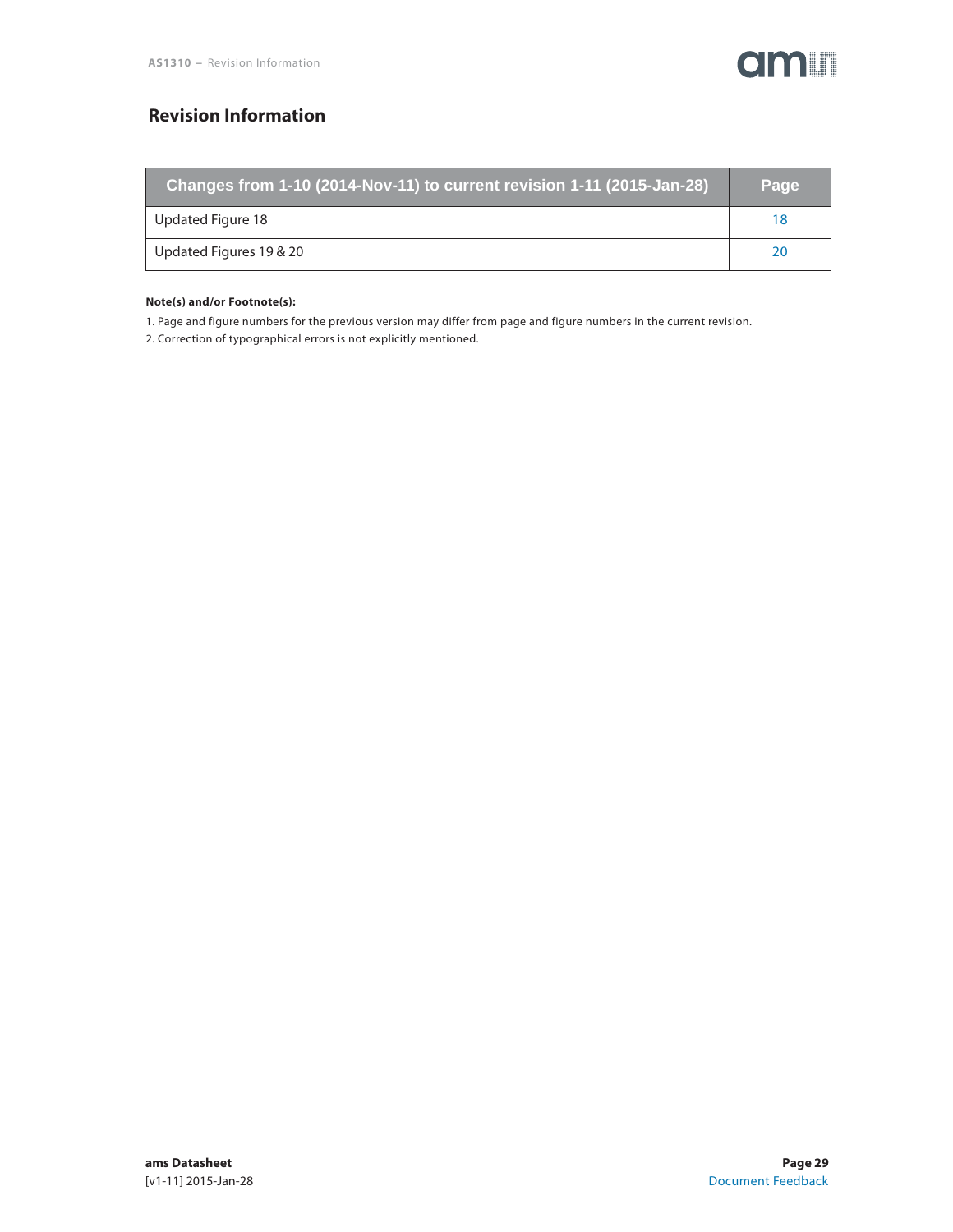# Revision Information

| Changes from 1-10 (2014-Nov-11) to current revision 1-11 (2015-Jan-28) | Page |
|---|---|
| Updated Figure 18 | 18 |
| Updated Figures 19 & 20 | 20 |

**Note(s) and/or Footnote(s):**

1. Page and figure numbers for the previous version may differ from page and figure numbers in the current revision.
2. Correction of typographical errors is not explicitly mentioned.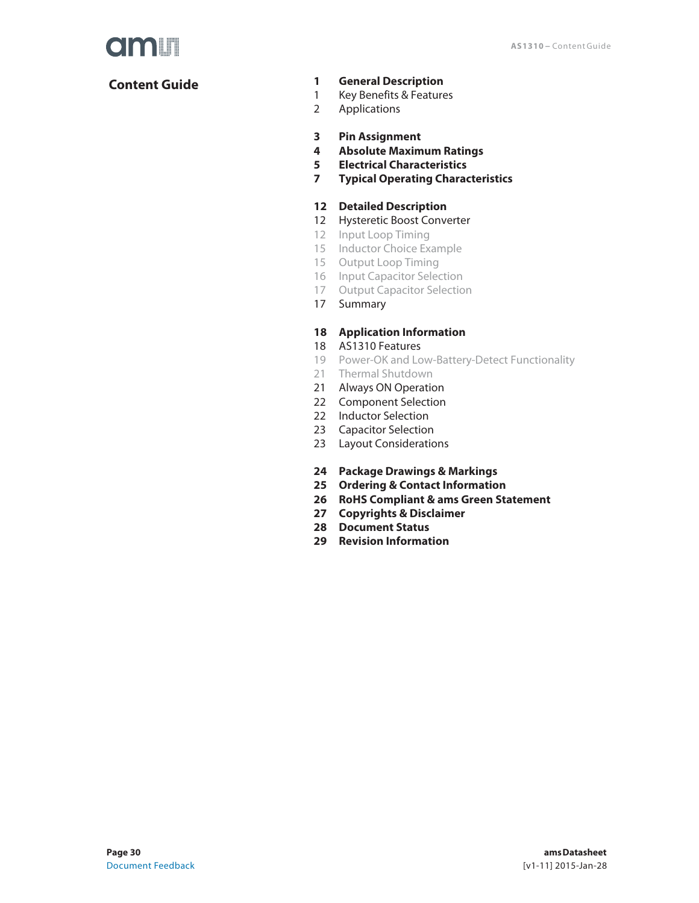# Content Guide

**1 General Description**
1 Key Benefits & Features
2 Applications

**3 Pin Assignment**
**4 Absolute Maximum Ratings**
**5 Electrical Characteristics**
**7 Typical Operating Characteristics**

**12 Detailed Description**
12 Hysteretic Boost Converter
12 Input Loop Timing
15 Inductor Choice Example
15 Output Loop Timing
16 Input Capacitor Selection
17 Output Capacitor Selection
17 Summary

**18 Application Information**
18 AS1310 Features
19 Power-OK and Low-Battery-Detect Functionality
21 Thermal Shutdown
21 Always ON Operation
22 Component Selection
22 Inductor Selection
23 Capacitor Selection
23 Layout Considerations

**24 Package Drawings & Markings**
**25 Ordering & Contact Information**
**26 RoHS Compliant & ams Green Statement**
**27 Copyrights & Disclaimer**
**28 Document Status**
**29 Revision Information**